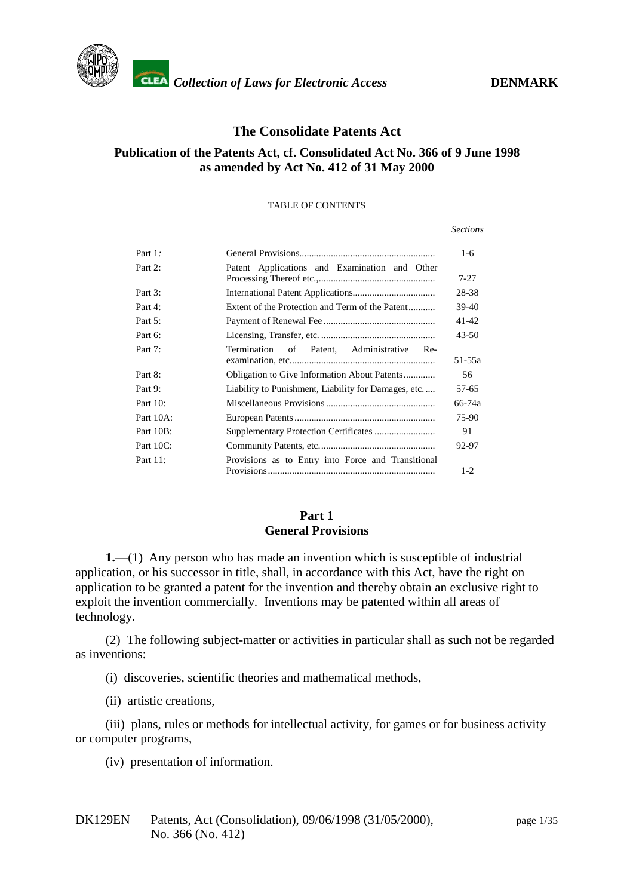# The Consolidate Patents Act

## Publication of the Patents Act, cf. Consolidated Act No. 366 of 9 June 1998 as amended by Act No. 412 of 31 May 2000

TABLE OF CONTENTS

| | | *Sections* |
|---|---|---|
| Part 1: | General Provisions | 1-6 |
| Part 2: | Patent Applications and Examination and Other Processing Thereof etc., | 7-27 |
| Part 3: | International Patent Applications | 28-38 |
| Part 4: | Extent of the Protection and Term of the Patent | 39-40 |
| Part 5: | Payment of Renewal Fee | 41-42 |
| Part 6: | Licensing, Transfer, etc. | 43-50 |
| Part 7: | Termination of Patent, Administrative Re-examination, etc. | 51-55a |
| Part 8: | Obligation to Give Information About Patents | 56 |
| Part 9: | Liability to Punishment, Liability for Damages, etc. | 57-65 |
| Part 10: | Miscellaneous Provisions | 66-74a |
| Part 10A: | European Patents | 75-90 |
| Part 10B: | Supplementary Protection Certificates | 91 |
| Part 10C: | Community Patents, etc. | 92-97 |
| Part 11: | Provisions as to Entry into Force and Transitional Provisions | 1-2 |

## Part 1
## General Provisions

**1.**—(1) Any person who has made an invention which is susceptible of industrial application, or his successor in title, shall, in accordance with this Act, have the right on application to be granted a patent for the invention and thereby obtain an exclusive right to exploit the invention commercially. Inventions may be patented within all areas of technology.

(2) The following subject-matter or activities in particular shall as such not be regarded as inventions:

(i) discoveries, scientific theories and mathematical methods,

(ii) artistic creations,

(iii) plans, rules or methods for intellectual activity, for games or for business activity or computer programs,

(iv) presentation of information.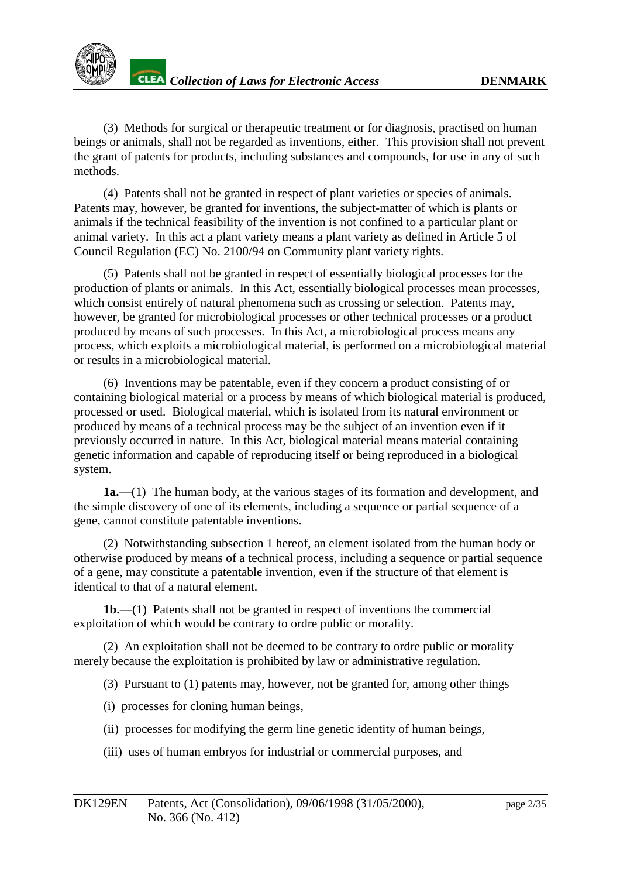(3) Methods for surgical or therapeutic treatment or for diagnosis, practised on human beings or animals, shall not be regarded as inventions, either. This provision shall not prevent the grant of patents for products, including substances and compounds, for use in any of such methods.

(4) Patents shall not be granted in respect of plant varieties or species of animals. Patents may, however, be granted for inventions, the subject-matter of which is plants or animals if the technical feasibility of the invention is not confined to a particular plant or animal variety. In this act a plant variety means a plant variety as defined in Article 5 of Council Regulation (EC) No. 2100/94 on Community plant variety rights.

(5) Patents shall not be granted in respect of essentially biological processes for the production of plants or animals. In this Act, essentially biological processes mean processes, which consist entirely of natural phenomena such as crossing or selection. Patents may, however, be granted for microbiological processes or other technical processes or a product produced by means of such processes. In this Act, a microbiological process means any process, which exploits a microbiological material, is performed on a microbiological material or results in a microbiological material.

(6) Inventions may be patentable, even if they concern a product consisting of or containing biological material or a process by means of which biological material is produced, processed or used. Biological material, which is isolated from its natural environment or produced by means of a technical process may be the subject of an invention even if it previously occurred in nature. In this Act, biological material means material containing genetic information and capable of reproducing itself or being reproduced in a biological system.

**1a.**—(1) The human body, at the various stages of its formation and development, and the simple discovery of one of its elements, including a sequence or partial sequence of a gene, cannot constitute patentable inventions.

(2) Notwithstanding subsection 1 hereof, an element isolated from the human body or otherwise produced by means of a technical process, including a sequence or partial sequence of a gene, may constitute a patentable invention, even if the structure of that element is identical to that of a natural element.

**1b.**—(1) Patents shall not be granted in respect of inventions the commercial exploitation of which would be contrary to ordre public or morality.

(2) An exploitation shall not be deemed to be contrary to ordre public or morality merely because the exploitation is prohibited by law or administrative regulation.

(3) Pursuant to (1) patents may, however, not be granted for, among other things

(i) processes for cloning human beings,

(ii) processes for modifying the germ line genetic identity of human beings,

(iii) uses of human embryos for industrial or commercial purposes, and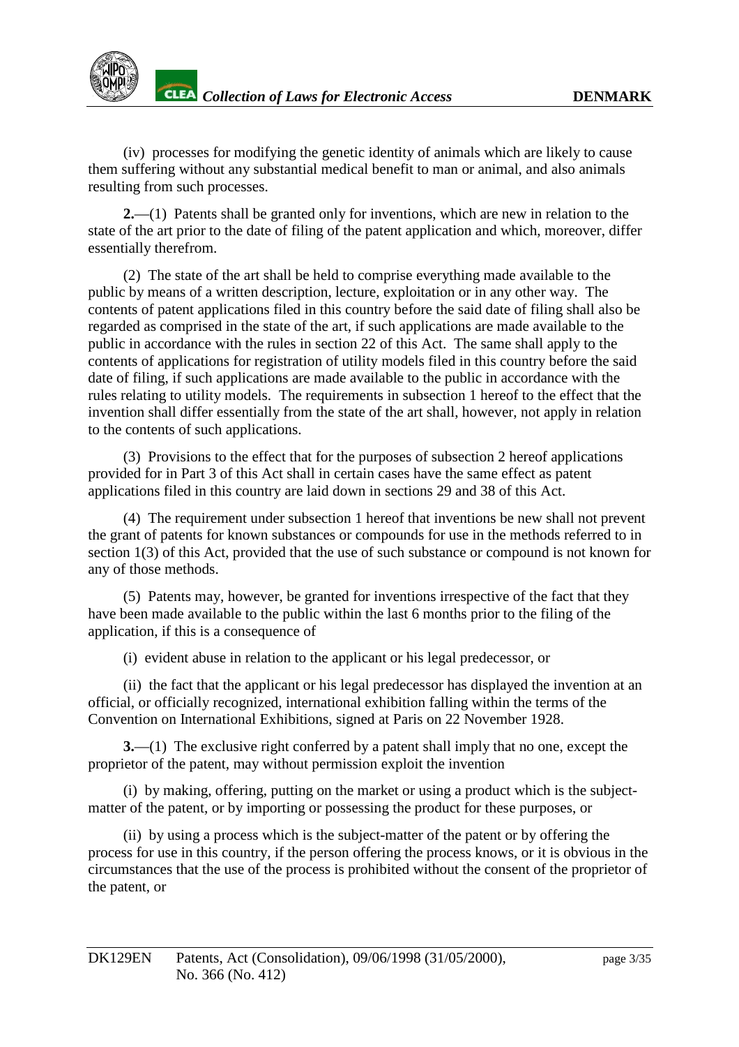(iv) processes for modifying the genetic identity of animals which are likely to cause them suffering without any substantial medical benefit to man or animal, and also animals resulting from such processes.

**2.**—(1) Patents shall be granted only for inventions, which are new in relation to the state of the art prior to the date of filing of the patent application and which, moreover, differ essentially therefrom.

(2) The state of the art shall be held to comprise everything made available to the public by means of a written description, lecture, exploitation or in any other way. The contents of patent applications filed in this country before the said date of filing shall also be regarded as comprised in the state of the art, if such applications are made available to the public in accordance with the rules in section 22 of this Act. The same shall apply to the contents of applications for registration of utility models filed in this country before the said date of filing, if such applications are made available to the public in accordance with the rules relating to utility models. The requirements in subsection 1 hereof to the effect that the invention shall differ essentially from the state of the art shall, however, not apply in relation to the contents of such applications.

(3) Provisions to the effect that for the purposes of subsection 2 hereof applications provided for in Part 3 of this Act shall in certain cases have the same effect as patent applications filed in this country are laid down in sections 29 and 38 of this Act.

(4) The requirement under subsection 1 hereof that inventions be new shall not prevent the grant of patents for known substances or compounds for use in the methods referred to in section 1(3) of this Act, provided that the use of such substance or compound is not known for any of those methods.

(5) Patents may, however, be granted for inventions irrespective of the fact that they have been made available to the public within the last 6 months prior to the filing of the application, if this is a consequence of

(i) evident abuse in relation to the applicant or his legal predecessor, or

(ii) the fact that the applicant or his legal predecessor has displayed the invention at an official, or officially recognized, international exhibition falling within the terms of the Convention on International Exhibitions, signed at Paris on 22 November 1928.

**3.**—(1) The exclusive right conferred by a patent shall imply that no one, except the proprietor of the patent, may without permission exploit the invention

(i) by making, offering, putting on the market or using a product which is the subject-matter of the patent, or by importing or possessing the product for these purposes, or

(ii) by using a process which is the subject-matter of the patent or by offering the process for use in this country, if the person offering the process knows, or it is obvious in the circumstances that the use of the process is prohibited without the consent of the proprietor of the patent, or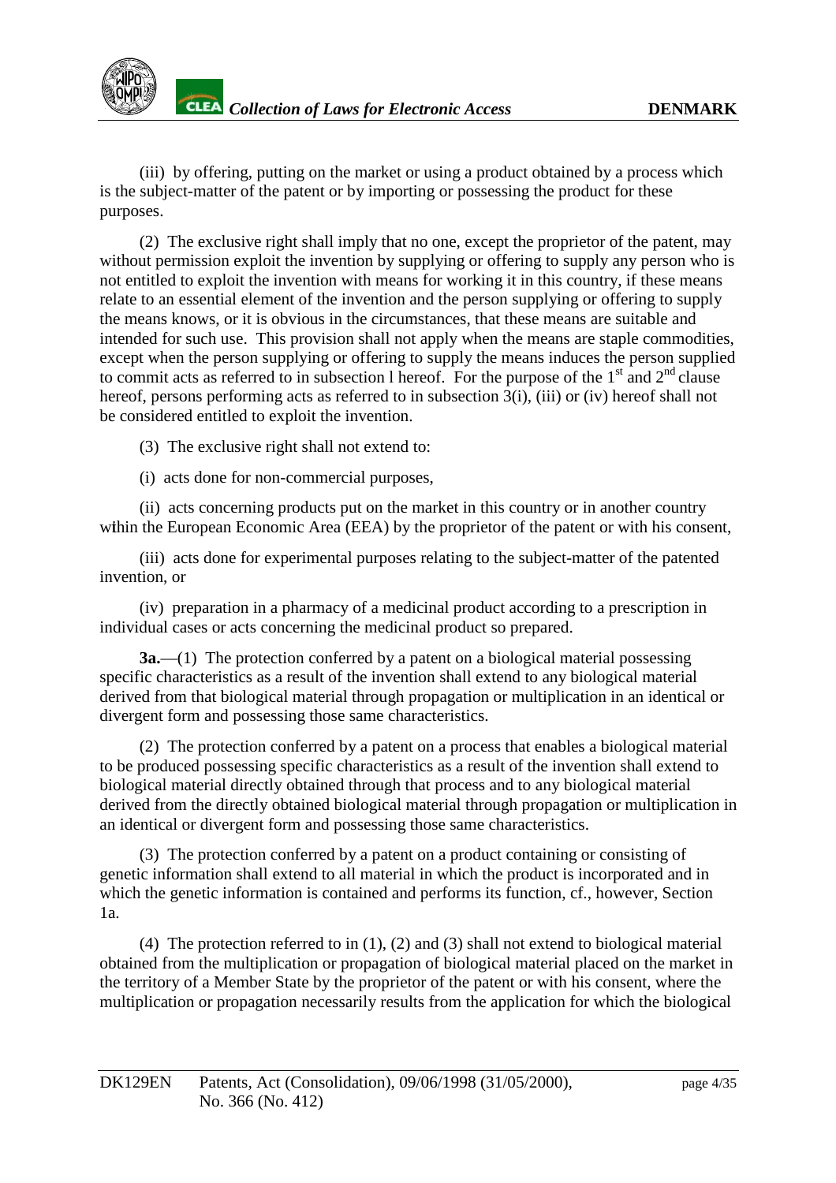(iii) by offering, putting on the market or using a product obtained by a process which is the subject-matter of the patent or by importing or possessing the product for these purposes.

(2) The exclusive right shall imply that no one, except the proprietor of the patent, may without permission exploit the invention by supplying or offering to supply any person who is not entitled to exploit the invention with means for working it in this country, if these means relate to an essential element of the invention and the person supplying or offering to supply the means knows, or it is obvious in the circumstances, that these means are suitable and intended for such use. This provision shall not apply when the means are staple commodities, except when the person supplying or offering to supply the means induces the person supplied to commit acts as referred to in subsection l hereof. For the purpose of the 1st and 2nd clause hereof, persons performing acts as referred to in subsection 3(i), (iii) or (iv) hereof shall not be considered entitled to exploit the invention.

(3) The exclusive right shall not extend to:

(i) acts done for non-commercial purposes,

(ii) acts concerning products put on the market in this country or in another country within the European Economic Area (EEA) by the proprietor of the patent or with his consent,

(iii) acts done for experimental purposes relating to the subject-matter of the patented invention, or

(iv) preparation in a pharmacy of a medicinal product according to a prescription in individual cases or acts concerning the medicinal product so prepared.

**3a.**—(1) The protection conferred by a patent on a biological material possessing specific characteristics as a result of the invention shall extend to any biological material derived from that biological material through propagation or multiplication in an identical or divergent form and possessing those same characteristics.

(2) The protection conferred by a patent on a process that enables a biological material to be produced possessing specific characteristics as a result of the invention shall extend to biological material directly obtained through that process and to any biological material derived from the directly obtained biological material through propagation or multiplication in an identical or divergent form and possessing those same characteristics.

(3) The protection conferred by a patent on a product containing or consisting of genetic information shall extend to all material in which the product is incorporated and in which the genetic information is contained and performs its function, cf., however, Section 1a.

(4) The protection referred to in (1), (2) and (3) shall not extend to biological material obtained from the multiplication or propagation of biological material placed on the market in the territory of a Member State by the proprietor of the patent or with his consent, where the multiplication or propagation necessarily results from the application for which the biological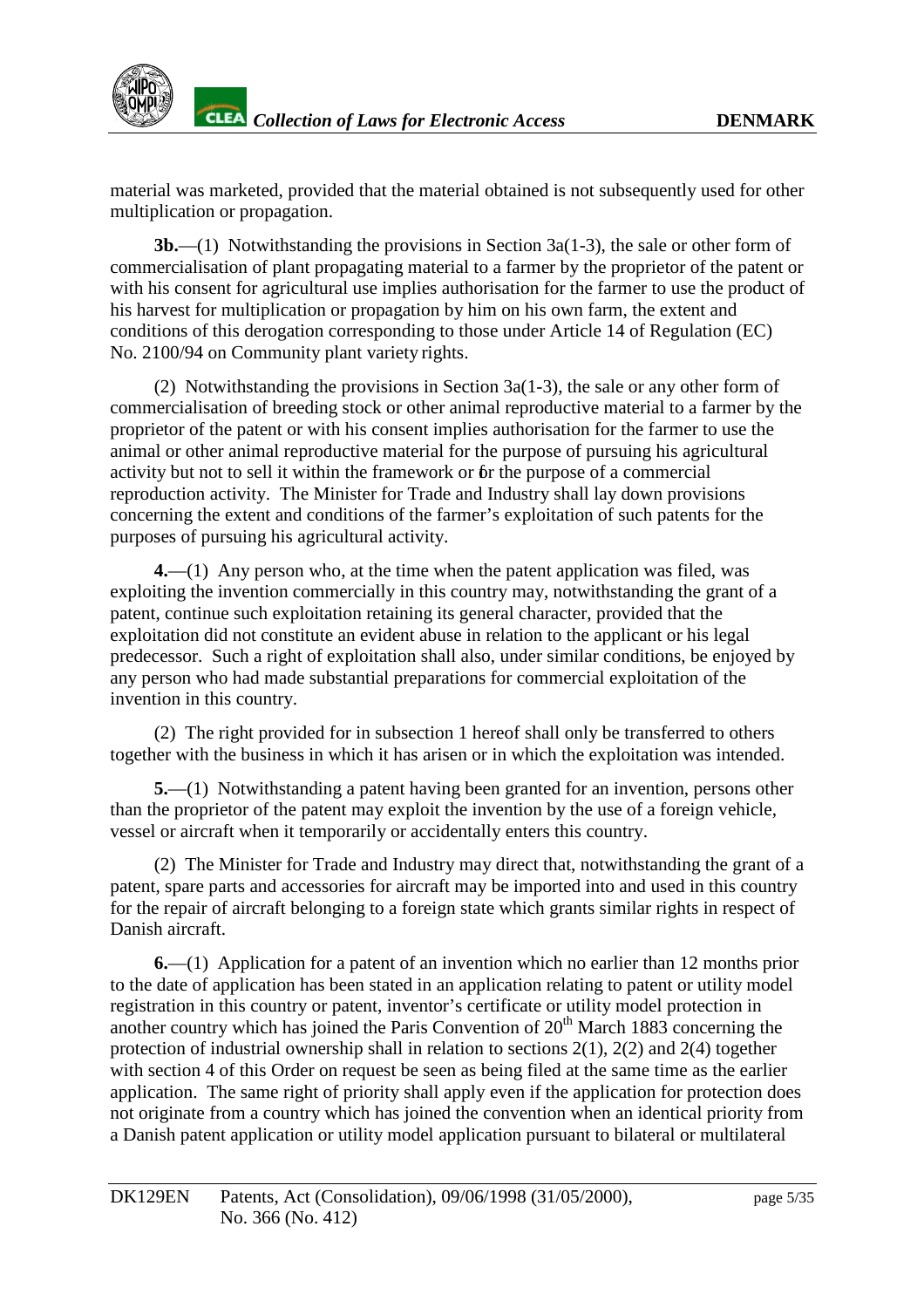material was marketed, provided that the material obtained is not subsequently used for other multiplication or propagation.

**3b.**—(1) Notwithstanding the provisions in Section 3a(1-3), the sale or other form of commercialisation of plant propagating material to a farmer by the proprietor of the patent or with his consent for agricultural use implies authorisation for the farmer to use the product of his harvest for multiplication or propagation by him on his own farm, the extent and conditions of this derogation corresponding to those under Article 14 of Regulation (EC) No. 2100/94 on Community plant variety rights.

(2) Notwithstanding the provisions in Section 3a(1-3), the sale or any other form of commercialisation of breeding stock or other animal reproductive material to a farmer by the proprietor of the patent or with his consent implies authorisation for the farmer to use the animal or other animal reproductive material for the purpose of pursuing his agricultural activity but not to sell it within the framework or for the purpose of a commercial reproduction activity. The Minister for Trade and Industry shall lay down provisions concerning the extent and conditions of the farmer's exploitation of such patents for the purposes of pursuing his agricultural activity.

**4.**—(1) Any person who, at the time when the patent application was filed, was exploiting the invention commercially in this country may, notwithstanding the grant of a patent, continue such exploitation retaining its general character, provided that the exploitation did not constitute an evident abuse in relation to the applicant or his legal predecessor. Such a right of exploitation shall also, under similar conditions, be enjoyed by any person who had made substantial preparations for commercial exploitation of the invention in this country.

(2) The right provided for in subsection 1 hereof shall only be transferred to others together with the business in which it has arisen or in which the exploitation was intended.

**5.**—(1) Notwithstanding a patent having been granted for an invention, persons other than the proprietor of the patent may exploit the invention by the use of a foreign vehicle, vessel or aircraft when it temporarily or accidentally enters this country.

(2) The Minister for Trade and Industry may direct that, notwithstanding the grant of a patent, spare parts and accessories for aircraft may be imported into and used in this country for the repair of aircraft belonging to a foreign state which grants similar rights in respect of Danish aircraft.

**6.**—(1) Application for a patent of an invention which no earlier than 12 months prior to the date of application has been stated in an application relating to patent or utility model registration in this country or patent, inventor's certificate or utility model protection in another country which has joined the Paris Convention of 20th March 1883 concerning the protection of industrial ownership shall in relation to sections 2(1), 2(2) and 2(4) together with section 4 of this Order on request be seen as being filed at the same time as the earlier application. The same right of priority shall apply even if the application for protection does not originate from a country which has joined the convention when an identical priority from a Danish patent application or utility model application pursuant to bilateral or multilateral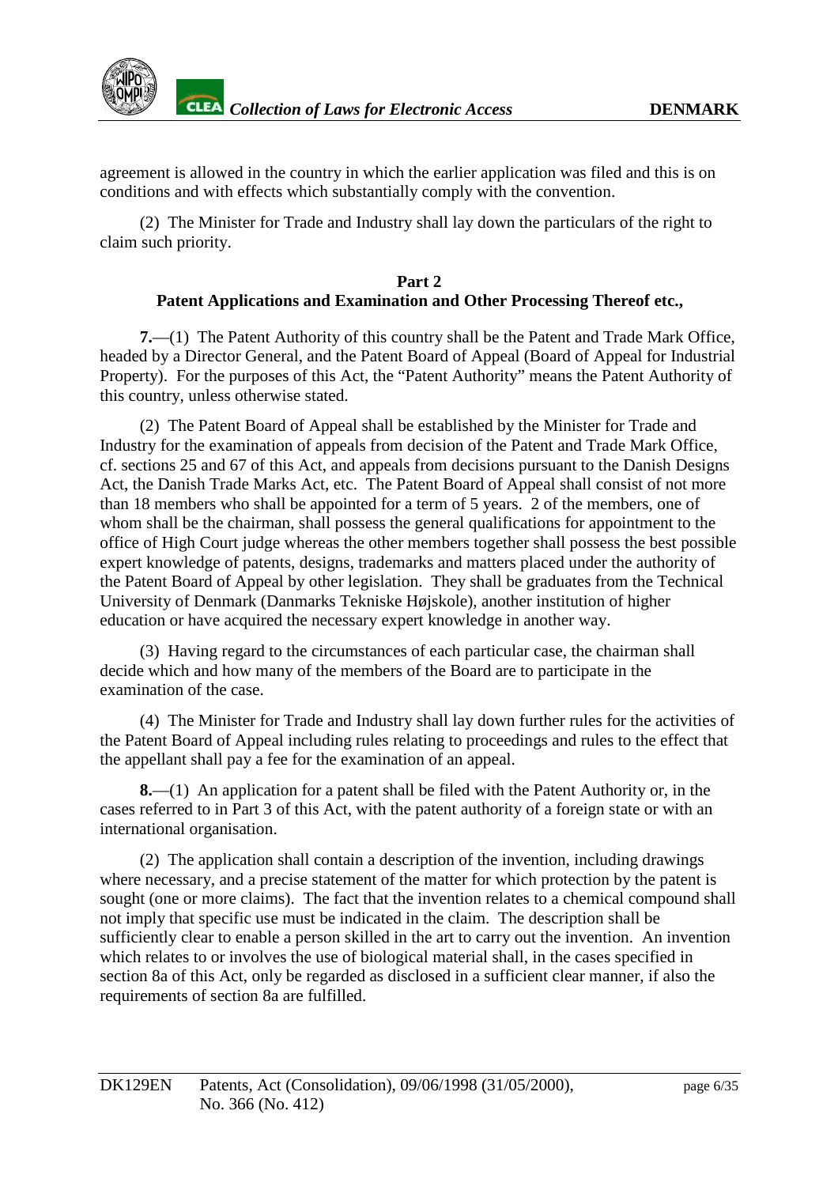agreement is allowed in the country in which the earlier application was filed and this is on conditions and with effects which substantially comply with the convention.

(2) The Minister for Trade and Industry shall lay down the particulars of the right to claim such priority.

## Part 2
## Patent Applications and Examination and Other Processing Thereof etc.,

**7.**—(1) The Patent Authority of this country shall be the Patent and Trade Mark Office, headed by a Director General, and the Patent Board of Appeal (Board of Appeal for Industrial Property). For the purposes of this Act, the "Patent Authority" means the Patent Authority of this country, unless otherwise stated.

(2) The Patent Board of Appeal shall be established by the Minister for Trade and Industry for the examination of appeals from decision of the Patent and Trade Mark Office, cf. sections 25 and 67 of this Act, and appeals from decisions pursuant to the Danish Designs Act, the Danish Trade Marks Act, etc. The Patent Board of Appeal shall consist of not more than 18 members who shall be appointed for a term of 5 years. 2 of the members, one of whom shall be the chairman, shall possess the general qualifications for appointment to the office of High Court judge whereas the other members together shall possess the best possible expert knowledge of patents, designs, trademarks and matters placed under the authority of the Patent Board of Appeal by other legislation. They shall be graduates from the Technical University of Denmark (Danmarks Tekniske Højskole), another institution of higher education or have acquired the necessary expert knowledge in another way.

(3) Having regard to the circumstances of each particular case, the chairman shall decide which and how many of the members of the Board are to participate in the examination of the case.

(4) The Minister for Trade and Industry shall lay down further rules for the activities of the Patent Board of Appeal including rules relating to proceedings and rules to the effect that the appellant shall pay a fee for the examination of an appeal.

**8.**—(1) An application for a patent shall be filed with the Patent Authority or, in the cases referred to in Part 3 of this Act, with the patent authority of a foreign state or with an international organisation.

(2) The application shall contain a description of the invention, including drawings where necessary, and a precise statement of the matter for which protection by the patent is sought (one or more claims). The fact that the invention relates to a chemical compound shall not imply that specific use must be indicated in the claim. The description shall be sufficiently clear to enable a person skilled in the art to carry out the invention. An invention which relates to or involves the use of biological material shall, in the cases specified in section 8a of this Act, only be regarded as disclosed in a sufficient clear manner, if also the requirements of section 8a are fulfilled.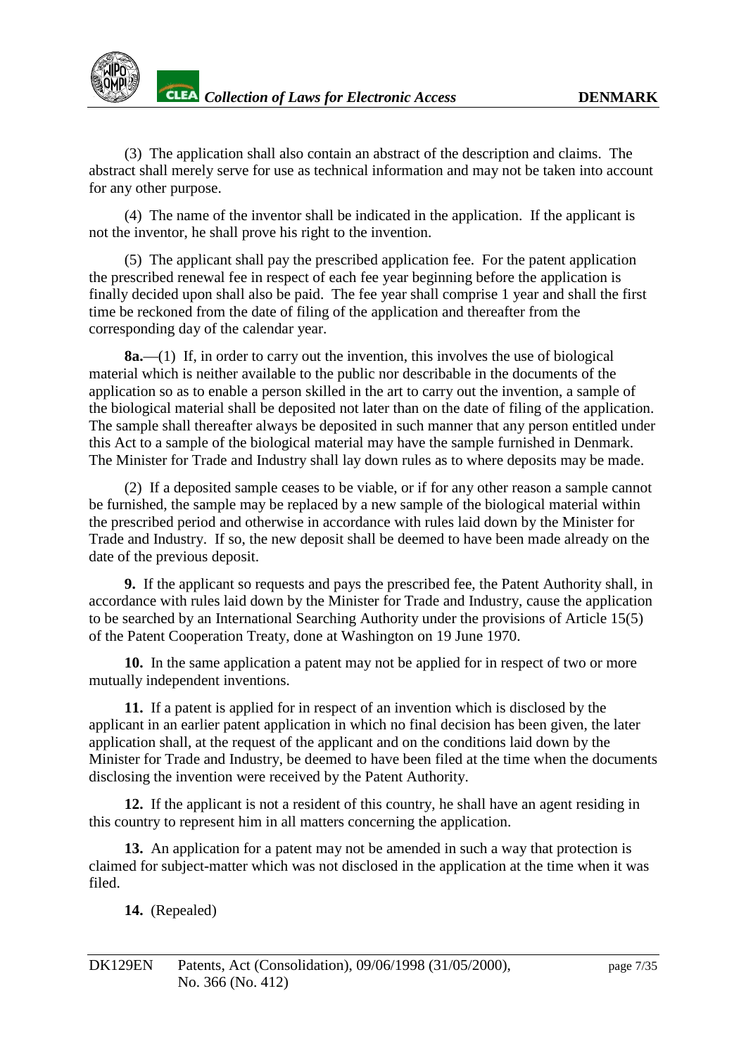(3) The application shall also contain an abstract of the description and claims. The abstract shall merely serve for use as technical information and may not be taken into account for any other purpose.

(4) The name of the inventor shall be indicated in the application. If the applicant is not the inventor, he shall prove his right to the invention.

(5) The applicant shall pay the prescribed application fee. For the patent application the prescribed renewal fee in respect of each fee year beginning before the application is finally decided upon shall also be paid. The fee year shall comprise 1 year and shall the first time be reckoned from the date of filing of the application and thereafter from the corresponding day of the calendar year.

**8a.**—(1) If, in order to carry out the invention, this involves the use of biological material which is neither available to the public nor describable in the documents of the application so as to enable a person skilled in the art to carry out the invention, a sample of the biological material shall be deposited not later than on the date of filing of the application. The sample shall thereafter always be deposited in such manner that any person entitled under this Act to a sample of the biological material may have the sample furnished in Denmark. The Minister for Trade and Industry shall lay down rules as to where deposits may be made.

(2) If a deposited sample ceases to be viable, or if for any other reason a sample cannot be furnished, the sample may be replaced by a new sample of the biological material within the prescribed period and otherwise in accordance with rules laid down by the Minister for Trade and Industry. If so, the new deposit shall be deemed to have been made already on the date of the previous deposit.

**9.** If the applicant so requests and pays the prescribed fee, the Patent Authority shall, in accordance with rules laid down by the Minister for Trade and Industry, cause the application to be searched by an International Searching Authority under the provisions of Article 15(5) of the Patent Cooperation Treaty, done at Washington on 19 June 1970.

**10.** In the same application a patent may not be applied for in respect of two or more mutually independent inventions.

**11.** If a patent is applied for in respect of an invention which is disclosed by the applicant in an earlier patent application in which no final decision has been given, the later application shall, at the request of the applicant and on the conditions laid down by the Minister for Trade and Industry, be deemed to have been filed at the time when the documents disclosing the invention were received by the Patent Authority.

**12.** If the applicant is not a resident of this country, he shall have an agent residing in this country to represent him in all matters concerning the application.

**13.** An application for a patent may not be amended in such a way that protection is claimed for subject-matter which was not disclosed in the application at the time when it was filed.

**14.** (Repealed)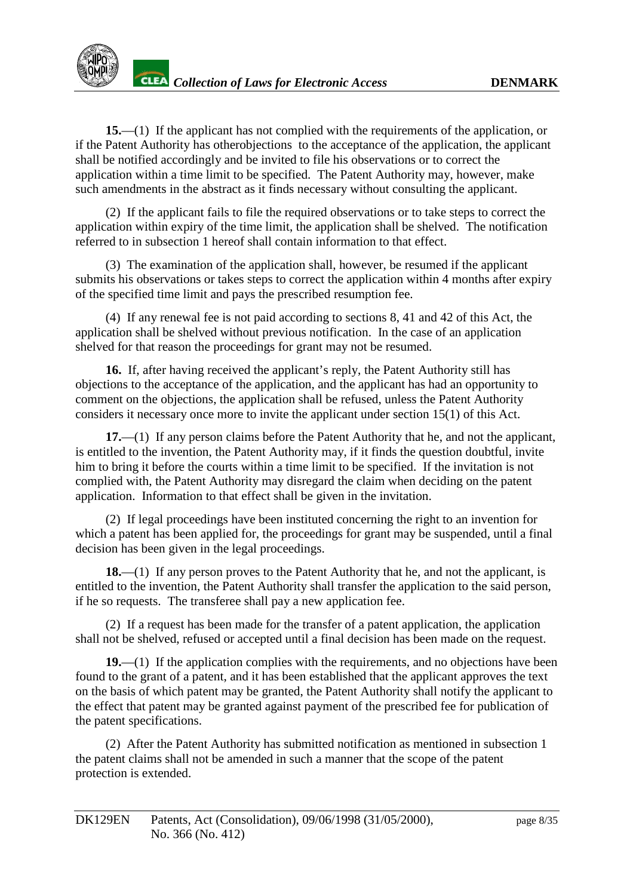**15.**—(1) If the applicant has not complied with the requirements of the application, or if the Patent Authority has otherobjections to the acceptance of the application, the applicant shall be notified accordingly and be invited to file his observations or to correct the application within a time limit to be specified. The Patent Authority may, however, make such amendments in the abstract as it finds necessary without consulting the applicant.

(2) If the applicant fails to file the required observations or to take steps to correct the application within expiry of the time limit, the application shall be shelved. The notification referred to in subsection 1 hereof shall contain information to that effect.

(3) The examination of the application shall, however, be resumed if the applicant submits his observations or takes steps to correct the application within 4 months after expiry of the specified time limit and pays the prescribed resumption fee.

(4) If any renewal fee is not paid according to sections 8, 41 and 42 of this Act, the application shall be shelved without previous notification. In the case of an application shelved for that reason the proceedings for grant may not be resumed.

**16.** If, after having received the applicant's reply, the Patent Authority still has objections to the acceptance of the application, and the applicant has had an opportunity to comment on the objections, the application shall be refused, unless the Patent Authority considers it necessary once more to invite the applicant under section 15(1) of this Act.

**17.**—(1) If any person claims before the Patent Authority that he, and not the applicant, is entitled to the invention, the Patent Authority may, if it finds the question doubtful, invite him to bring it before the courts within a time limit to be specified. If the invitation is not complied with, the Patent Authority may disregard the claim when deciding on the patent application. Information to that effect shall be given in the invitation.

(2) If legal proceedings have been instituted concerning the right to an invention for which a patent has been applied for, the proceedings for grant may be suspended, until a final decision has been given in the legal proceedings.

**18.**—(1) If any person proves to the Patent Authority that he, and not the applicant, is entitled to the invention, the Patent Authority shall transfer the application to the said person, if he so requests. The transferee shall pay a new application fee.

(2) If a request has been made for the transfer of a patent application, the application shall not be shelved, refused or accepted until a final decision has been made on the request.

**19.**—(1) If the application complies with the requirements, and no objections have been found to the grant of a patent, and it has been established that the applicant approves the text on the basis of which patent may be granted, the Patent Authority shall notify the applicant to the effect that patent may be granted against payment of the prescribed fee for publication of the patent specifications.

(2) After the Patent Authority has submitted notification as mentioned in subsection 1 the patent claims shall not be amended in such a manner that the scope of the patent protection is extended.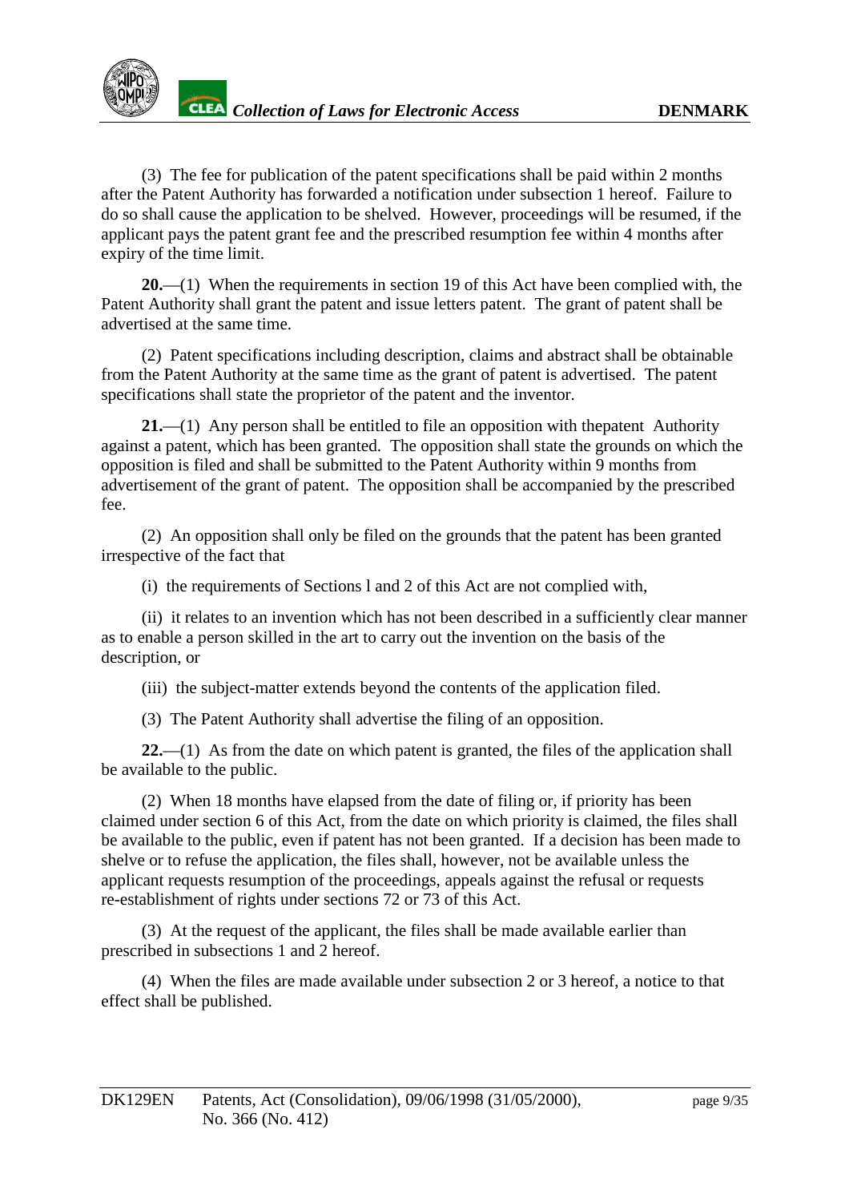(3) The fee for publication of the patent specifications shall be paid within 2 months after the Patent Authority has forwarded a notification under subsection 1 hereof. Failure to do so shall cause the application to be shelved. However, proceedings will be resumed, if the applicant pays the patent grant fee and the prescribed resumption fee within 4 months after expiry of the time limit.

**20.**—(1) When the requirements in section 19 of this Act have been complied with, the Patent Authority shall grant the patent and issue letters patent. The grant of patent shall be advertised at the same time.

(2) Patent specifications including description, claims and abstract shall be obtainable from the Patent Authority at the same time as the grant of patent is advertised. The patent specifications shall state the proprietor of the patent and the inventor.

**21.**—(1) Any person shall be entitled to file an opposition with thepatent Authority against a patent, which has been granted. The opposition shall state the grounds on which the opposition is filed and shall be submitted to the Patent Authority within 9 months from advertisement of the grant of patent. The opposition shall be accompanied by the prescribed fee.

(2) An opposition shall only be filed on the grounds that the patent has been granted irrespective of the fact that

(i) the requirements of Sections l and 2 of this Act are not complied with,

(ii) it relates to an invention which has not been described in a sufficiently clear manner as to enable a person skilled in the art to carry out the invention on the basis of the description, or

(iii) the subject-matter extends beyond the contents of the application filed.

(3) The Patent Authority shall advertise the filing of an opposition.

**22.**—(1) As from the date on which patent is granted, the files of the application shall be available to the public.

(2) When 18 months have elapsed from the date of filing or, if priority has been claimed under section 6 of this Act, from the date on which priority is claimed, the files shall be available to the public, even if patent has not been granted. If a decision has been made to shelve or to refuse the application, the files shall, however, not be available unless the applicant requests resumption of the proceedings, appeals against the refusal or requests re-establishment of rights under sections 72 or 73 of this Act.

(3) At the request of the applicant, the files shall be made available earlier than prescribed in subsections 1 and 2 hereof.

(4) When the files are made available under subsection 2 or 3 hereof, a notice to that effect shall be published.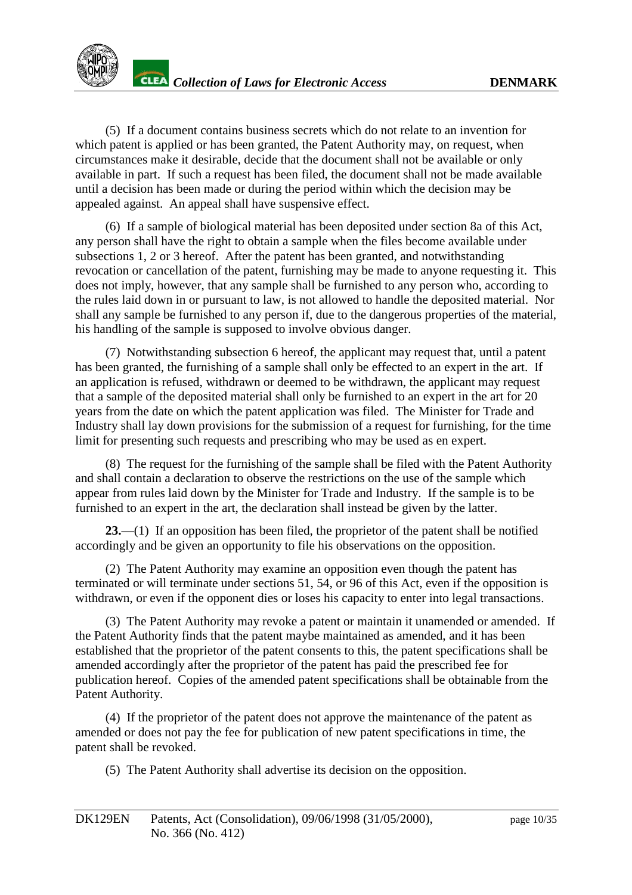(5) If a document contains business secrets which do not relate to an invention for which patent is applied or has been granted, the Patent Authority may, on request, when circumstances make it desirable, decide that the document shall not be available or only available in part. If such a request has been filed, the document shall not be made available until a decision has been made or during the period within which the decision may be appealed against. An appeal shall have suspensive effect.

(6) If a sample of biological material has been deposited under section 8a of this Act, any person shall have the right to obtain a sample when the files become available under subsections 1, 2 or 3 hereof. After the patent has been granted, and notwithstanding revocation or cancellation of the patent, furnishing may be made to anyone requesting it. This does not imply, however, that any sample shall be furnished to any person who, according to the rules laid down in or pursuant to law, is not allowed to handle the deposited material. Nor shall any sample be furnished to any person if, due to the dangerous properties of the material, his handling of the sample is supposed to involve obvious danger.

(7) Notwithstanding subsection 6 hereof, the applicant may request that, until a patent has been granted, the furnishing of a sample shall only be effected to an expert in the art. If an application is refused, withdrawn or deemed to be withdrawn, the applicant may request that a sample of the deposited material shall only be furnished to an expert in the art for 20 years from the date on which the patent application was filed. The Minister for Trade and Industry shall lay down provisions for the submission of a request for furnishing, for the time limit for presenting such requests and prescribing who may be used as en expert.

(8) The request for the furnishing of the sample shall be filed with the Patent Authority and shall contain a declaration to observe the restrictions on the use of the sample which appear from rules laid down by the Minister for Trade and Industry. If the sample is to be furnished to an expert in the art, the declaration shall instead be given by the latter.

**23.**—(1) If an opposition has been filed, the proprietor of the patent shall be notified accordingly and be given an opportunity to file his observations on the opposition.

(2) The Patent Authority may examine an opposition even though the patent has terminated or will terminate under sections 51, 54, or 96 of this Act, even if the opposition is withdrawn, or even if the opponent dies or loses his capacity to enter into legal transactions.

(3) The Patent Authority may revoke a patent or maintain it unamended or amended. If the Patent Authority finds that the patent maybe maintained as amended, and it has been established that the proprietor of the patent consents to this, the patent specifications shall be amended accordingly after the proprietor of the patent has paid the prescribed fee for publication hereof. Copies of the amended patent specifications shall be obtainable from the Patent Authority.

(4) If the proprietor of the patent does not approve the maintenance of the patent as amended or does not pay the fee for publication of new patent specifications in time, the patent shall be revoked.

(5) The Patent Authority shall advertise its decision on the opposition.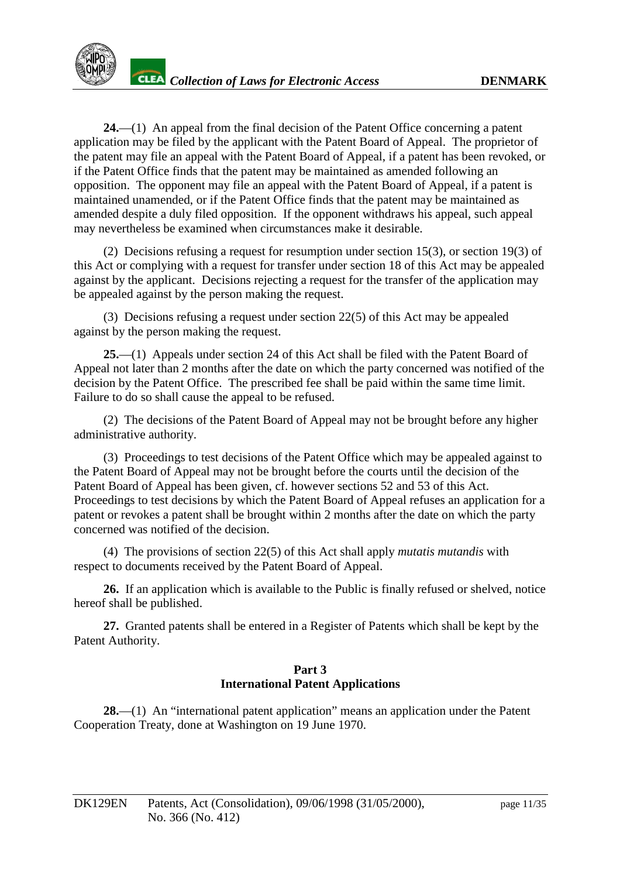**24.**—(1) An appeal from the final decision of the Patent Office concerning a patent application may be filed by the applicant with the Patent Board of Appeal. The proprietor of the patent may file an appeal with the Patent Board of Appeal, if a patent has been revoked, or if the Patent Office finds that the patent may be maintained as amended following an opposition. The opponent may file an appeal with the Patent Board of Appeal, if a patent is maintained unamended, or if the Patent Office finds that the patent may be maintained as amended despite a duly filed opposition. If the opponent withdraws his appeal, such appeal may nevertheless be examined when circumstances make it desirable.

(2) Decisions refusing a request for resumption under section 15(3), or section 19(3) of this Act or complying with a request for transfer under section 18 of this Act may be appealed against by the applicant. Decisions rejecting a request for the transfer of the application may be appealed against by the person making the request.

(3) Decisions refusing a request under section 22(5) of this Act may be appealed against by the person making the request.

**25.**—(1) Appeals under section 24 of this Act shall be filed with the Patent Board of Appeal not later than 2 months after the date on which the party concerned was notified of the decision by the Patent Office. The prescribed fee shall be paid within the same time limit. Failure to do so shall cause the appeal to be refused.

(2) The decisions of the Patent Board of Appeal may not be brought before any higher administrative authority.

(3) Proceedings to test decisions of the Patent Office which may be appealed against to the Patent Board of Appeal may not be brought before the courts until the decision of the Patent Board of Appeal has been given, cf. however sections 52 and 53 of this Act. Proceedings to test decisions by which the Patent Board of Appeal refuses an application for a patent or revokes a patent shall be brought within 2 months after the date on which the party concerned was notified of the decision.

(4) The provisions of section 22(5) of this Act shall apply *mutatis mutandis* with respect to documents received by the Patent Board of Appeal.

**26.** If an application which is available to the Public is finally refused or shelved, notice hereof shall be published.

**27.** Granted patents shall be entered in a Register of Patents which shall be kept by the Patent Authority.

## Part 3
## International Patent Applications

**28.**—(1) An "international patent application" means an application under the Patent Cooperation Treaty, done at Washington on 19 June 1970.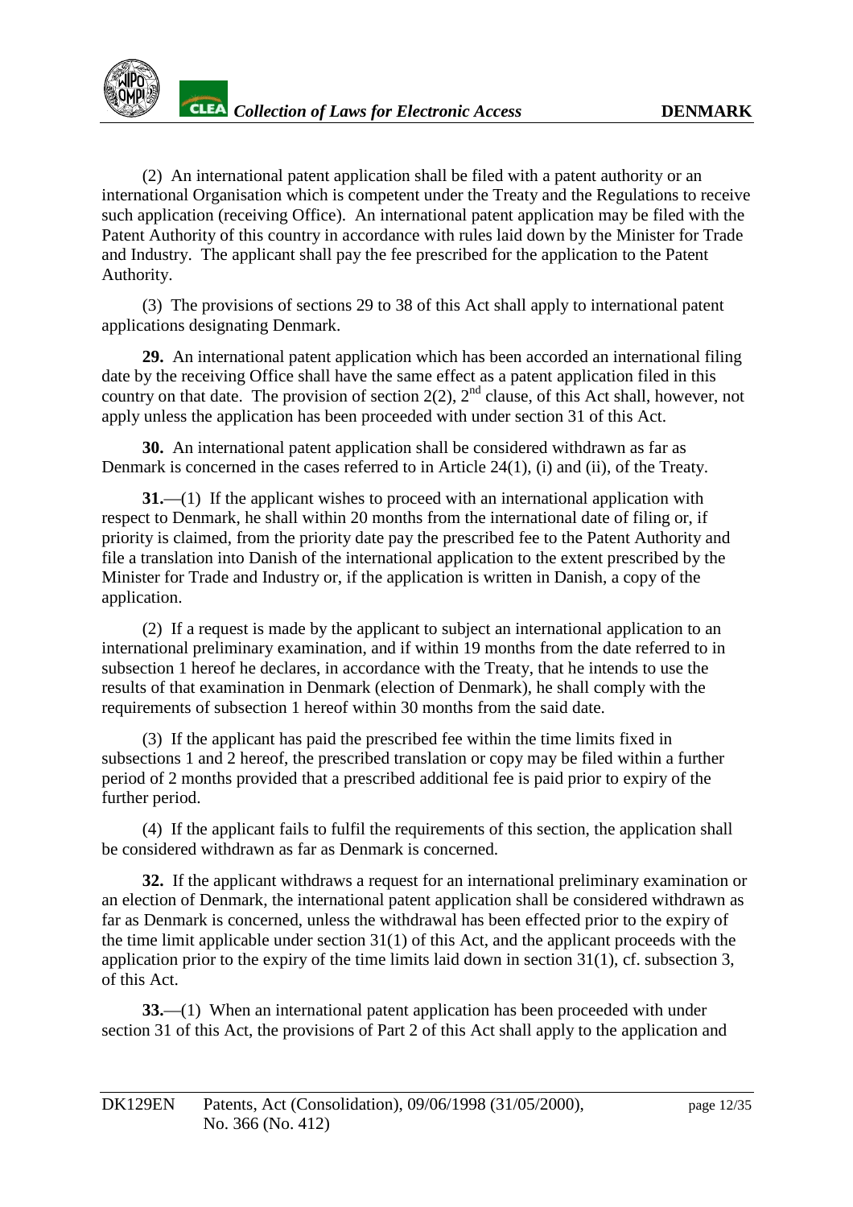(2) An international patent application shall be filed with a patent authority or an international Organisation which is competent under the Treaty and the Regulations to receive such application (receiving Office). An international patent application may be filed with the Patent Authority of this country in accordance with rules laid down by the Minister for Trade and Industry. The applicant shall pay the fee prescribed for the application to the Patent Authority.

(3) The provisions of sections 29 to 38 of this Act shall apply to international patent applications designating Denmark.

**29.** An international patent application which has been accorded an international filing date by the receiving Office shall have the same effect as a patent application filed in this country on that date. The provision of section 2(2), 2nd clause, of this Act shall, however, not apply unless the application has been proceeded with under section 31 of this Act.

**30.** An international patent application shall be considered withdrawn as far as Denmark is concerned in the cases referred to in Article 24(1), (i) and (ii), of the Treaty.

**31.**—(1) If the applicant wishes to proceed with an international application with respect to Denmark, he shall within 20 months from the international date of filing or, if priority is claimed, from the priority date pay the prescribed fee to the Patent Authority and file a translation into Danish of the international application to the extent prescribed by the Minister for Trade and Industry or, if the application is written in Danish, a copy of the application.

(2) If a request is made by the applicant to subject an international application to an international preliminary examination, and if within 19 months from the date referred to in subsection 1 hereof he declares, in accordance with the Treaty, that he intends to use the results of that examination in Denmark (election of Denmark), he shall comply with the requirements of subsection 1 hereof within 30 months from the said date.

(3) If the applicant has paid the prescribed fee within the time limits fixed in subsections 1 and 2 hereof, the prescribed translation or copy may be filed within a further period of 2 months provided that a prescribed additional fee is paid prior to expiry of the further period.

(4) If the applicant fails to fulfil the requirements of this section, the application shall be considered withdrawn as far as Denmark is concerned.

**32.** If the applicant withdraws a request for an international preliminary examination or an election of Denmark, the international patent application shall be considered withdrawn as far as Denmark is concerned, unless the withdrawal has been effected prior to the expiry of the time limit applicable under section 31(1) of this Act, and the applicant proceeds with the application prior to the expiry of the time limits laid down in section 31(1), cf. subsection 3, of this Act.

**33.**—(1) When an international patent application has been proceeded with under section 31 of this Act, the provisions of Part 2 of this Act shall apply to the application and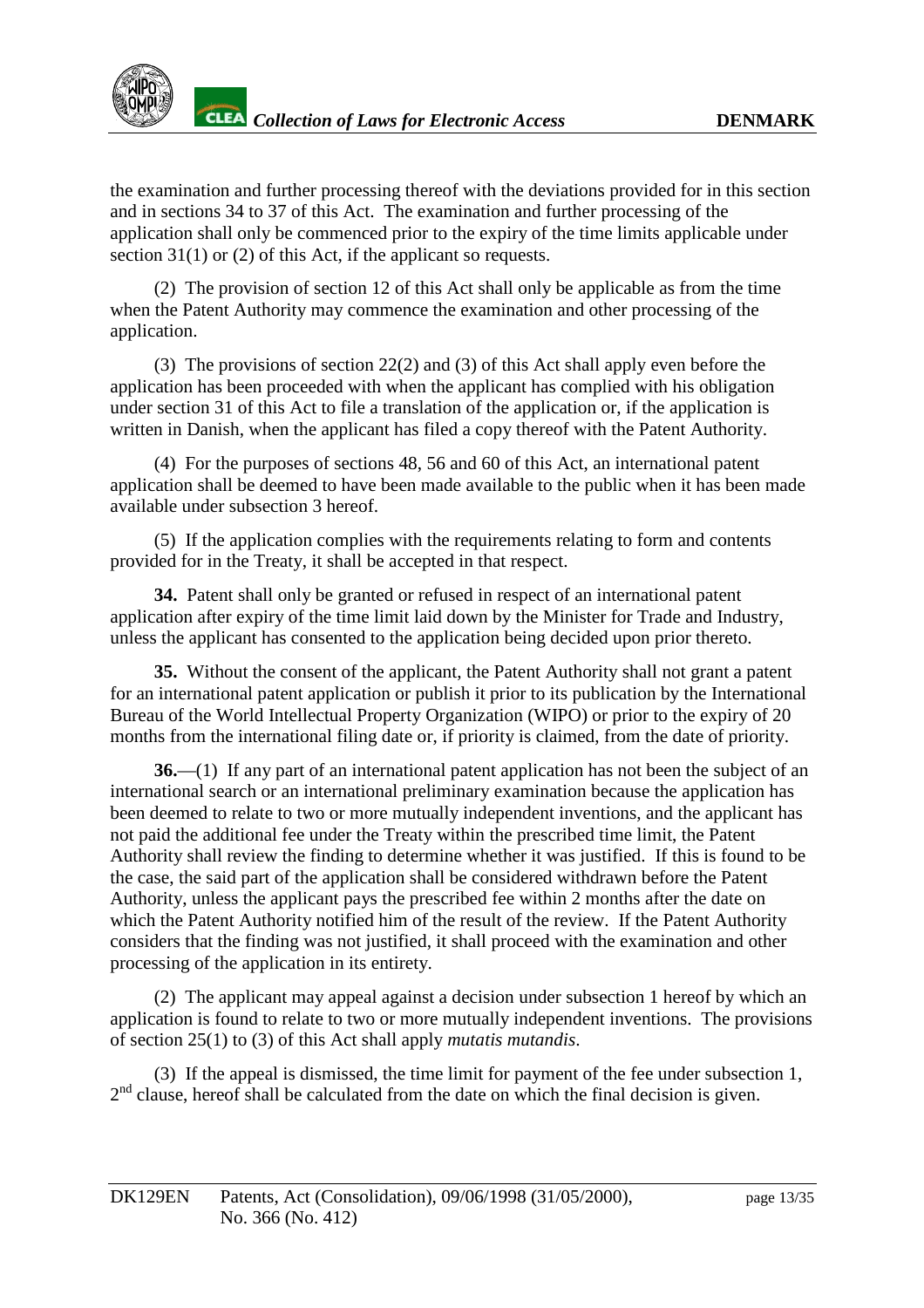the examination and further processing thereof with the deviations provided for in this section and in sections 34 to 37 of this Act. The examination and further processing of the application shall only be commenced prior to the expiry of the time limits applicable under section 31(1) or (2) of this Act, if the applicant so requests.

(2) The provision of section 12 of this Act shall only be applicable as from the time when the Patent Authority may commence the examination and other processing of the application.

(3) The provisions of section 22(2) and (3) of this Act shall apply even before the application has been proceeded with when the applicant has complied with his obligation under section 31 of this Act to file a translation of the application or, if the application is written in Danish, when the applicant has filed a copy thereof with the Patent Authority.

(4) For the purposes of sections 48, 56 and 60 of this Act, an international patent application shall be deemed to have been made available to the public when it has been made available under subsection 3 hereof.

(5) If the application complies with the requirements relating to form and contents provided for in the Treaty, it shall be accepted in that respect.

**34.** Patent shall only be granted or refused in respect of an international patent application after expiry of the time limit laid down by the Minister for Trade and Industry, unless the applicant has consented to the application being decided upon prior thereto.

**35.** Without the consent of the applicant, the Patent Authority shall not grant a patent for an international patent application or publish it prior to its publication by the International Bureau of the World Intellectual Property Organization (WIPO) or prior to the expiry of 20 months from the international filing date or, if priority is claimed, from the date of priority.

**36.**—(1) If any part of an international patent application has not been the subject of an international search or an international preliminary examination because the application has been deemed to relate to two or more mutually independent inventions, and the applicant has not paid the additional fee under the Treaty within the prescribed time limit, the Patent Authority shall review the finding to determine whether it was justified. If this is found to be the case, the said part of the application shall be considered withdrawn before the Patent Authority, unless the applicant pays the prescribed fee within 2 months after the date on which the Patent Authority notified him of the result of the review. If the Patent Authority considers that the finding was not justified, it shall proceed with the examination and other processing of the application in its entirety.

(2) The applicant may appeal against a decision under subsection 1 hereof by which an application is found to relate to two or more mutually independent inventions. The provisions of section 25(1) to (3) of this Act shall apply *mutatis mutandis*.

(3) If the appeal is dismissed, the time limit for payment of the fee under subsection 1, 2nd clause, hereof shall be calculated from the date on which the final decision is given.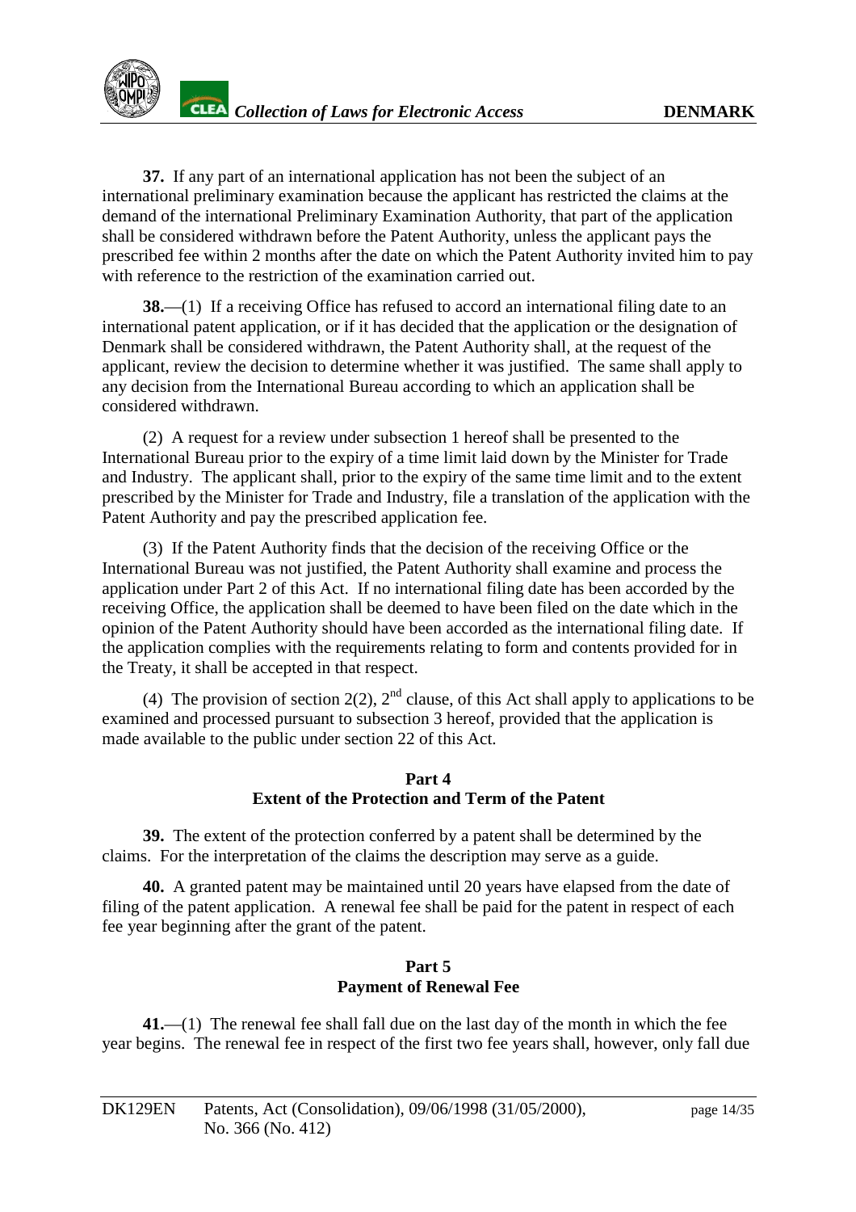**37.** If any part of an international application has not been the subject of an international preliminary examination because the applicant has restricted the claims at the demand of the international Preliminary Examination Authority, that part of the application shall be considered withdrawn before the Patent Authority, unless the applicant pays the prescribed fee within 2 months after the date on which the Patent Authority invited him to pay with reference to the restriction of the examination carried out.

**38.**—(1) If a receiving Office has refused to accord an international filing date to an international patent application, or if it has decided that the application or the designation of Denmark shall be considered withdrawn, the Patent Authority shall, at the request of the applicant, review the decision to determine whether it was justified. The same shall apply to any decision from the International Bureau according to which an application shall be considered withdrawn.

(2) A request for a review under subsection 1 hereof shall be presented to the International Bureau prior to the expiry of a time limit laid down by the Minister for Trade and Industry. The applicant shall, prior to the expiry of the same time limit and to the extent prescribed by the Minister for Trade and Industry, file a translation of the application with the Patent Authority and pay the prescribed application fee.

(3) If the Patent Authority finds that the decision of the receiving Office or the International Bureau was not justified, the Patent Authority shall examine and process the application under Part 2 of this Act. If no international filing date has been accorded by the receiving Office, the application shall be deemed to have been filed on the date which in the opinion of the Patent Authority should have been accorded as the international filing date. If the application complies with the requirements relating to form and contents provided for in the Treaty, it shall be accepted in that respect.

(4) The provision of section 2(2), 2nd clause, of this Act shall apply to applications to be examined and processed pursuant to subsection 3 hereof, provided that the application is made available to the public under section 22 of this Act.

## Part 4
## Extent of the Protection and Term of the Patent

**39.** The extent of the protection conferred by a patent shall be determined by the claims. For the interpretation of the claims the description may serve as a guide.

**40.** A granted patent may be maintained until 20 years have elapsed from the date of filing of the patent application. A renewal fee shall be paid for the patent in respect of each fee year beginning after the grant of the patent.

## Part 5
## Payment of Renewal Fee

**41.**—(1) The renewal fee shall fall due on the last day of the month in which the fee year begins. The renewal fee in respect of the first two fee years shall, however, only fall due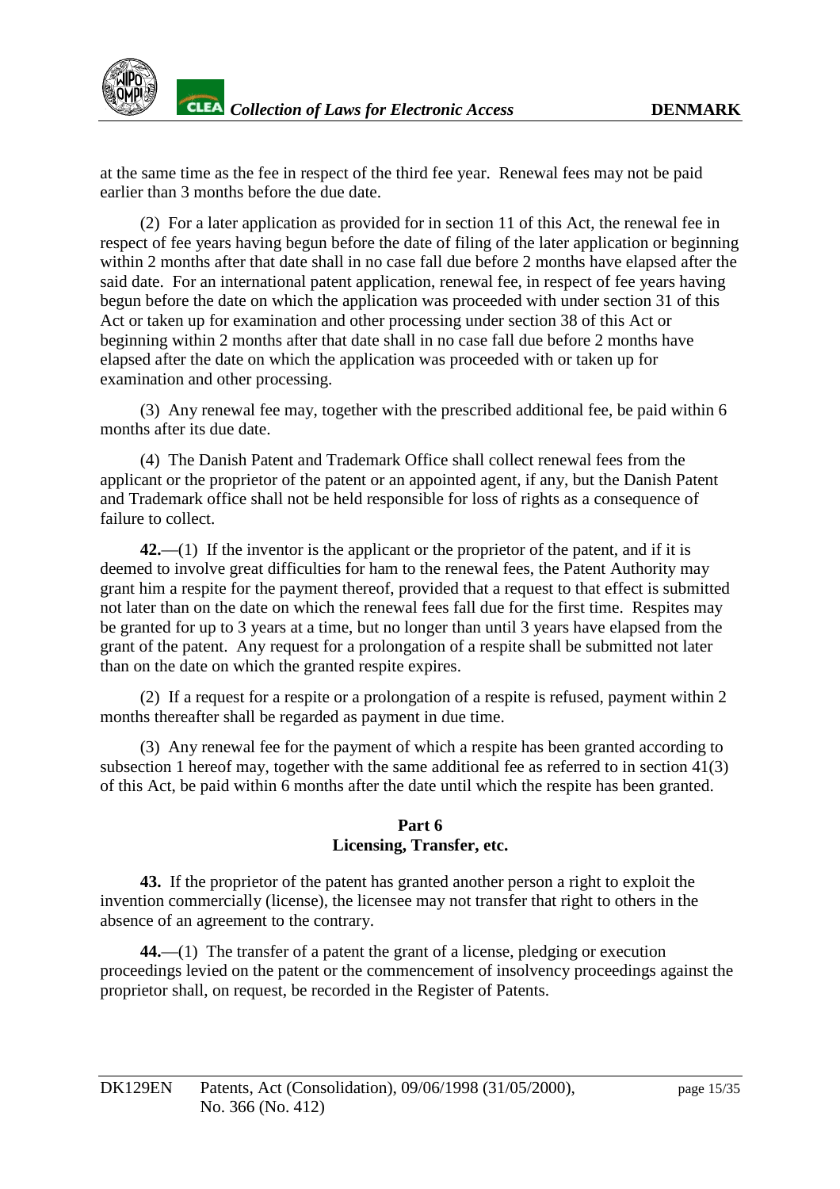at the same time as the fee in respect of the third fee year. Renewal fees may not be paid earlier than 3 months before the due date.

(2) For a later application as provided for in section 11 of this Act, the renewal fee in respect of fee years having begun before the date of filing of the later application or beginning within 2 months after that date shall in no case fall due before 2 months have elapsed after the said date. For an international patent application, renewal fee, in respect of fee years having begun before the date on which the application was proceeded with under section 31 of this Act or taken up for examination and other processing under section 38 of this Act or beginning within 2 months after that date shall in no case fall due before 2 months have elapsed after the date on which the application was proceeded with or taken up for examination and other processing.

(3) Any renewal fee may, together with the prescribed additional fee, be paid within 6 months after its due date.

(4) The Danish Patent and Trademark Office shall collect renewal fees from the applicant or the proprietor of the patent or an appointed agent, if any, but the Danish Patent and Trademark office shall not be held responsible for loss of rights as a consequence of failure to collect.

**42.**—(1) If the inventor is the applicant or the proprietor of the patent, and if it is deemed to involve great difficulties for ham to the renewal fees, the Patent Authority may grant him a respite for the payment thereof, provided that a request to that effect is submitted not later than on the date on which the renewal fees fall due for the first time. Respites may be granted for up to 3 years at a time, but no longer than until 3 years have elapsed from the grant of the patent. Any request for a prolongation of a respite shall be submitted not later than on the date on which the granted respite expires.

(2) If a request for a respite or a prolongation of a respite is refused, payment within 2 months thereafter shall be regarded as payment in due time.

(3) Any renewal fee for the payment of which a respite has been granted according to subsection 1 hereof may, together with the same additional fee as referred to in section 41(3) of this Act, be paid within 6 months after the date until which the respite has been granted.

## Part 6
## Licensing, Transfer, etc.

**43.** If the proprietor of the patent has granted another person a right to exploit the invention commercially (license), the licensee may not transfer that right to others in the absence of an agreement to the contrary.

**44.**—(1) The transfer of a patent the grant of a license, pledging or execution proceedings levied on the patent or the commencement of insolvency proceedings against the proprietor shall, on request, be recorded in the Register of Patents.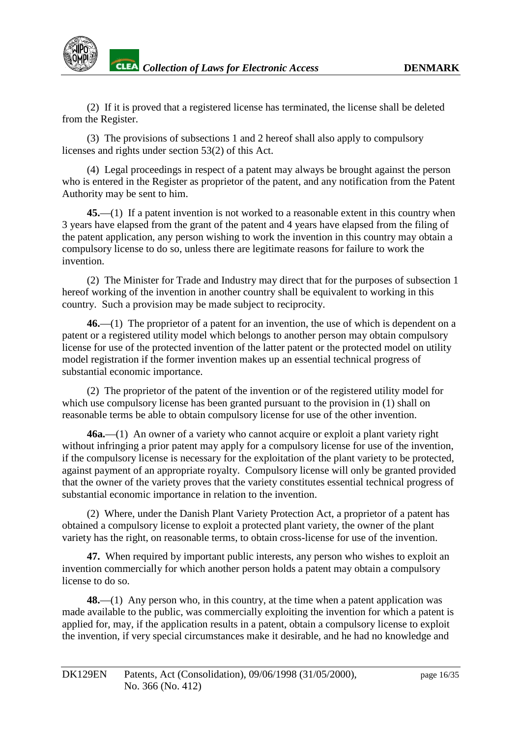(2) If it is proved that a registered license has terminated, the license shall be deleted from the Register.

(3) The provisions of subsections 1 and 2 hereof shall also apply to compulsory licenses and rights under section 53(2) of this Act.

(4) Legal proceedings in respect of a patent may always be brought against the person who is entered in the Register as proprietor of the patent, and any notification from the Patent Authority may be sent to him.

**45.**—(1) If a patent invention is not worked to a reasonable extent in this country when 3 years have elapsed from the grant of the patent and 4 years have elapsed from the filing of the patent application, any person wishing to work the invention in this country may obtain a compulsory license to do so, unless there are legitimate reasons for failure to work the invention.

(2) The Minister for Trade and Industry may direct that for the purposes of subsection 1 hereof working of the invention in another country shall be equivalent to working in this country. Such a provision may be made subject to reciprocity.

**46.**—(1) The proprietor of a patent for an invention, the use of which is dependent on a patent or a registered utility model which belongs to another person may obtain compulsory license for use of the protected invention of the latter patent or the protected model on utility model registration if the former invention makes up an essential technical progress of substantial economic importance.

(2) The proprietor of the patent of the invention or of the registered utility model for which use compulsory license has been granted pursuant to the provision in (1) shall on reasonable terms be able to obtain compulsory license for use of the other invention.

**46a.**—(1) An owner of a variety who cannot acquire or exploit a plant variety right without infringing a prior patent may apply for a compulsory license for use of the invention, if the compulsory license is necessary for the exploitation of the plant variety to be protected, against payment of an appropriate royalty. Compulsory license will only be granted provided that the owner of the variety proves that the variety constitutes essential technical progress of substantial economic importance in relation to the invention.

(2) Where, under the Danish Plant Variety Protection Act, a proprietor of a patent has obtained a compulsory license to exploit a protected plant variety, the owner of the plant variety has the right, on reasonable terms, to obtain cross-license for use of the invention.

**47.** When required by important public interests, any person who wishes to exploit an invention commercially for which another person holds a patent may obtain a compulsory license to do so.

**48.**—(1) Any person who, in this country, at the time when a patent application was made available to the public, was commercially exploiting the invention for which a patent is applied for, may, if the application results in a patent, obtain a compulsory license to exploit the invention, if very special circumstances make it desirable, and he had no knowledge and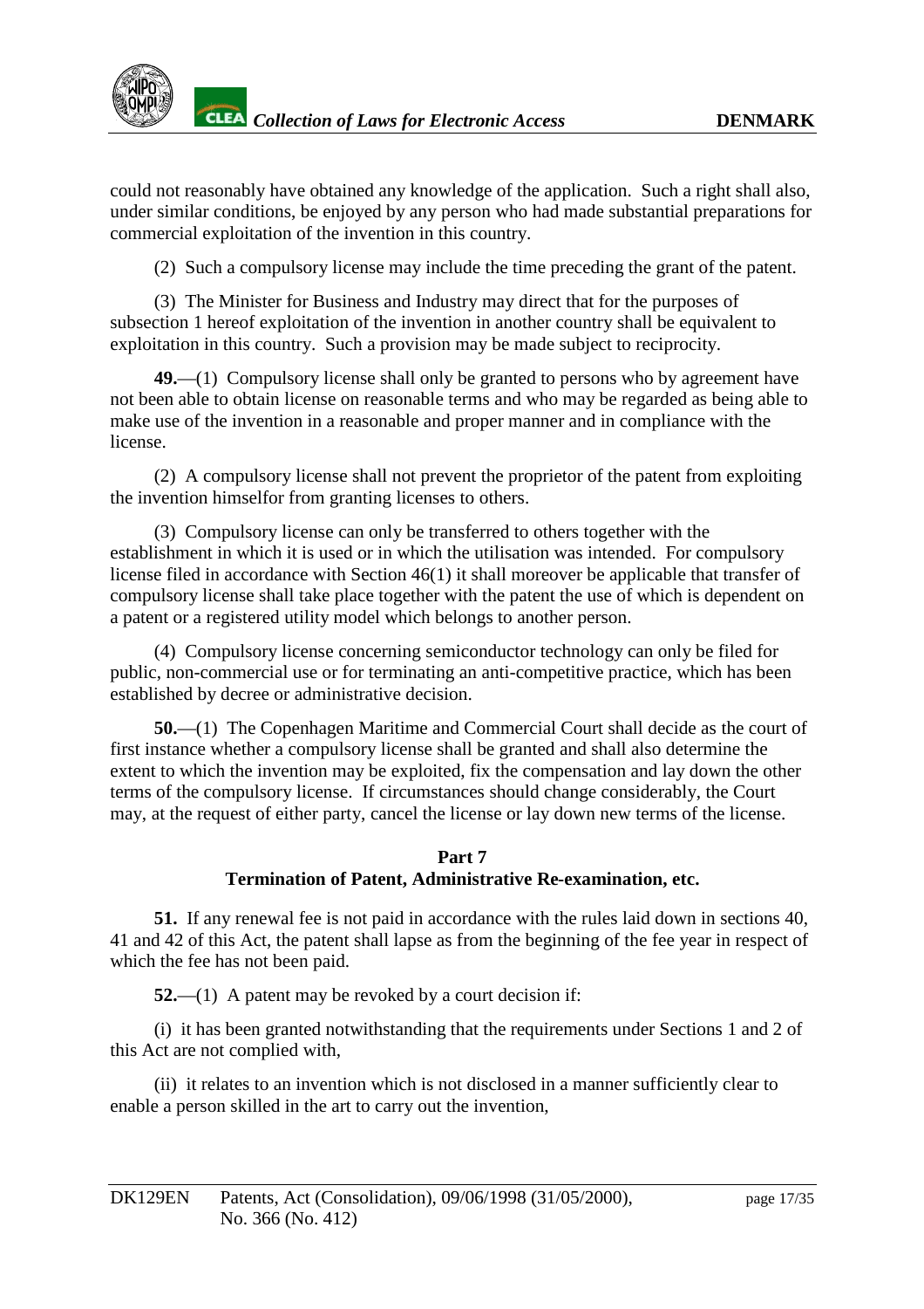could not reasonably have obtained any knowledge of the application. Such a right shall also, under similar conditions, be enjoyed by any person who had made substantial preparations for commercial exploitation of the invention in this country.

(2) Such a compulsory license may include the time preceding the grant of the patent.

(3) The Minister for Business and Industry may direct that for the purposes of subsection 1 hereof exploitation of the invention in another country shall be equivalent to exploitation in this country. Such a provision may be made subject to reciprocity.

**49.**—(1) Compulsory license shall only be granted to persons who by agreement have not been able to obtain license on reasonable terms and who may be regarded as being able to make use of the invention in a reasonable and proper manner and in compliance with the license.

(2) A compulsory license shall not prevent the proprietor of the patent from exploiting the invention himselfor from granting licenses to others.

(3) Compulsory license can only be transferred to others together with the establishment in which it is used or in which the utilisation was intended. For compulsory license filed in accordance with Section 46(1) it shall moreover be applicable that transfer of compulsory license shall take place together with the patent the use of which is dependent on a patent or a registered utility model which belongs to another person.

(4) Compulsory license concerning semiconductor technology can only be filed for public, non-commercial use or for terminating an anti-competitive practice, which has been established by decree or administrative decision.

**50.**—(1) The Copenhagen Maritime and Commercial Court shall decide as the court of first instance whether a compulsory license shall be granted and shall also determine the extent to which the invention may be exploited, fix the compensation and lay down the other terms of the compulsory license. If circumstances should change considerably, the Court may, at the request of either party, cancel the license or lay down new terms of the license.

## Part 7
## Termination of Patent, Administrative Re-examination, etc.

**51.** If any renewal fee is not paid in accordance with the rules laid down in sections 40, 41 and 42 of this Act, the patent shall lapse as from the beginning of the fee year in respect of which the fee has not been paid.

**52.**—(1) A patent may be revoked by a court decision if:

(i) it has been granted notwithstanding that the requirements under Sections 1 and 2 of this Act are not complied with,

(ii) it relates to an invention which is not disclosed in a manner sufficiently clear to enable a person skilled in the art to carry out the invention,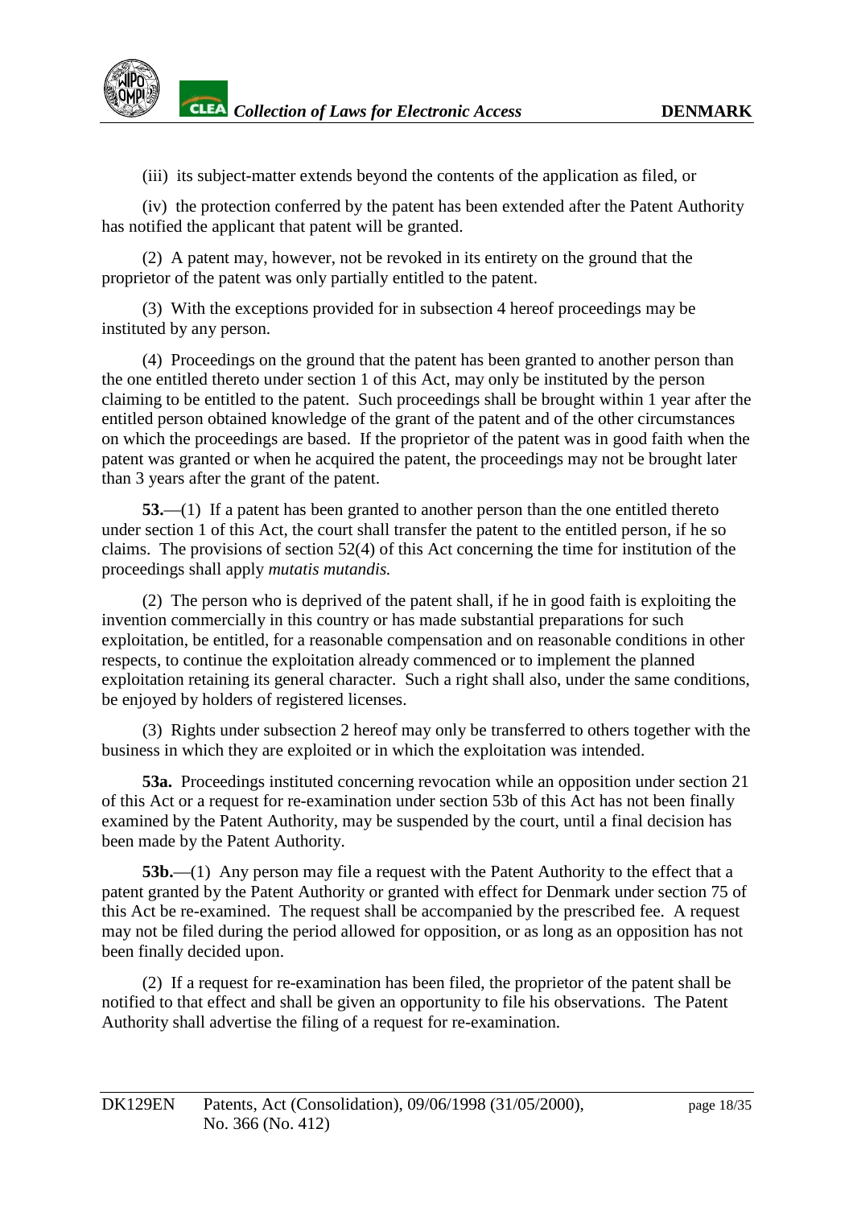(iii) its subject-matter extends beyond the contents of the application as filed, or

(iv) the protection conferred by the patent has been extended after the Patent Authority has notified the applicant that patent will be granted.

(2) A patent may, however, not be revoked in its entirety on the ground that the proprietor of the patent was only partially entitled to the patent.

(3) With the exceptions provided for in subsection 4 hereof proceedings may be instituted by any person.

(4) Proceedings on the ground that the patent has been granted to another person than the one entitled thereto under section 1 of this Act, may only be instituted by the person claiming to be entitled to the patent. Such proceedings shall be brought within 1 year after the entitled person obtained knowledge of the grant of the patent and of the other circumstances on which the proceedings are based. If the proprietor of the patent was in good faith when the patent was granted or when he acquired the patent, the proceedings may not be brought later than 3 years after the grant of the patent.

**53.**—(1) If a patent has been granted to another person than the one entitled thereto under section 1 of this Act, the court shall transfer the patent to the entitled person, if he so claims. The provisions of section 52(4) of this Act concerning the time for institution of the proceedings shall apply *mutatis mutandis.*

(2) The person who is deprived of the patent shall, if he in good faith is exploiting the invention commercially in this country or has made substantial preparations for such exploitation, be entitled, for a reasonable compensation and on reasonable conditions in other respects, to continue the exploitation already commenced or to implement the planned exploitation retaining its general character. Such a right shall also, under the same conditions, be enjoyed by holders of registered licenses.

(3) Rights under subsection 2 hereof may only be transferred to others together with the business in which they are exploited or in which the exploitation was intended.

**53a.** Proceedings instituted concerning revocation while an opposition under section 21 of this Act or a request for re-examination under section 53b of this Act has not been finally examined by the Patent Authority, may be suspended by the court, until a final decision has been made by the Patent Authority.

**53b.**—(1) Any person may file a request with the Patent Authority to the effect that a patent granted by the Patent Authority or granted with effect for Denmark under section 75 of this Act be re-examined. The request shall be accompanied by the prescribed fee. A request may not be filed during the period allowed for opposition, or as long as an opposition has not been finally decided upon.

(2) If a request for re-examination has been filed, the proprietor of the patent shall be notified to that effect and shall be given an opportunity to file his observations. The Patent Authority shall advertise the filing of a request for re-examination.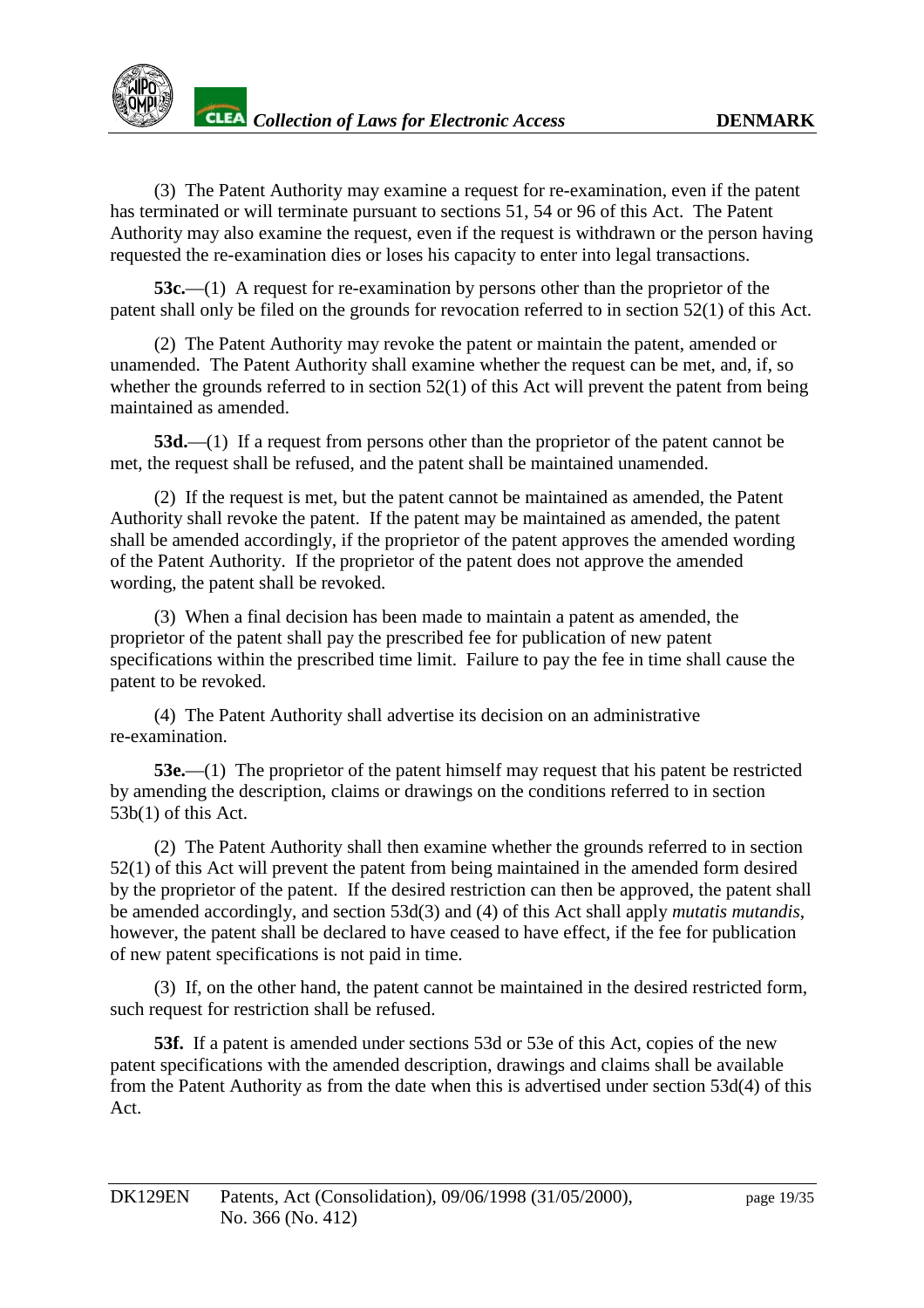(3) The Patent Authority may examine a request for re-examination, even if the patent has terminated or will terminate pursuant to sections 51, 54 or 96 of this Act. The Patent Authority may also examine the request, even if the request is withdrawn or the person having requested the re-examination dies or loses his capacity to enter into legal transactions.

**53c.**—(1) A request for re-examination by persons other than the proprietor of the patent shall only be filed on the grounds for revocation referred to in section 52(1) of this Act.

(2) The Patent Authority may revoke the patent or maintain the patent, amended or unamended. The Patent Authority shall examine whether the request can be met, and, if, so whether the grounds referred to in section 52(1) of this Act will prevent the patent from being maintained as amended.

**53d.**—(1) If a request from persons other than the proprietor of the patent cannot be met, the request shall be refused, and the patent shall be maintained unamended.

(2) If the request is met, but the patent cannot be maintained as amended, the Patent Authority shall revoke the patent. If the patent may be maintained as amended, the patent shall be amended accordingly, if the proprietor of the patent approves the amended wording of the Patent Authority. If the proprietor of the patent does not approve the amended wording, the patent shall be revoked.

(3) When a final decision has been made to maintain a patent as amended, the proprietor of the patent shall pay the prescribed fee for publication of new patent specifications within the prescribed time limit. Failure to pay the fee in time shall cause the patent to be revoked.

(4) The Patent Authority shall advertise its decision on an administrative re-examination.

**53e.**—(1) The proprietor of the patent himself may request that his patent be restricted by amending the description, claims or drawings on the conditions referred to in section 53b(1) of this Act.

(2) The Patent Authority shall then examine whether the grounds referred to in section 52(1) of this Act will prevent the patent from being maintained in the amended form desired by the proprietor of the patent. If the desired restriction can then be approved, the patent shall be amended accordingly, and section 53d(3) and (4) of this Act shall apply *mutatis mutandis*, however, the patent shall be declared to have ceased to have effect, if the fee for publication of new patent specifications is not paid in time.

(3) If, on the other hand, the patent cannot be maintained in the desired restricted form, such request for restriction shall be refused.

**53f.** If a patent is amended under sections 53d or 53e of this Act, copies of the new patent specifications with the amended description, drawings and claims shall be available from the Patent Authority as from the date when this is advertised under section 53d(4) of this Act.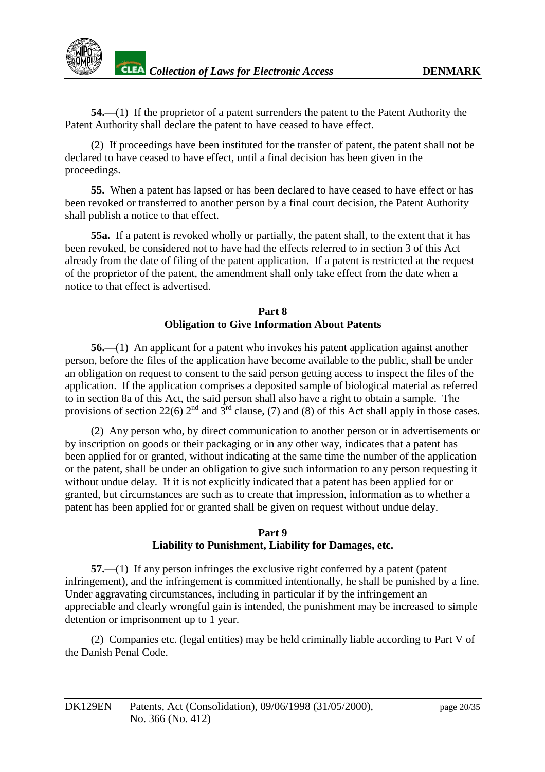**54.**—(1) If the proprietor of a patent surrenders the patent to the Patent Authority the Patent Authority shall declare the patent to have ceased to have effect.

(2) If proceedings have been instituted for the transfer of patent, the patent shall not be declared to have ceased to have effect, until a final decision has been given in the proceedings.

**55.** When a patent has lapsed or has been declared to have ceased to have effect or has been revoked or transferred to another person by a final court decision, the Patent Authority shall publish a notice to that effect.

**55a.** If a patent is revoked wholly or partially, the patent shall, to the extent that it has been revoked, be considered not to have had the effects referred to in section 3 of this Act already from the date of filing of the patent application. If a patent is restricted at the request of the proprietor of the patent, the amendment shall only take effect from the date when a notice to that effect is advertised.

## Part 8
## Obligation to Give Information About Patents

**56.**—(1) An applicant for a patent who invokes his patent application against another person, before the files of the application have become available to the public, shall be under an obligation on request to consent to the said person getting access to inspect the files of the application. If the application comprises a deposited sample of biological material as referred to in section 8a of this Act, the said person shall also have a right to obtain a sample. The provisions of section 22(6) 2nd and 3rd clause, (7) and (8) of this Act shall apply in those cases.

(2) Any person who, by direct communication to another person or in advertisements or by inscription on goods or their packaging or in any other way, indicates that a patent has been applied for or granted, without indicating at the same time the number of the application or the patent, shall be under an obligation to give such information to any person requesting it without undue delay. If it is not explicitly indicated that a patent has been applied for or granted, but circumstances are such as to create that impression, information as to whether a patent has been applied for or granted shall be given on request without undue delay.

## Part 9
## Liability to Punishment, Liability for Damages, etc.

**57.**—(1) If any person infringes the exclusive right conferred by a patent (patent infringement), and the infringement is committed intentionally, he shall be punished by a fine. Under aggravating circumstances, including in particular if by the infringement an appreciable and clearly wrongful gain is intended, the punishment may be increased to simple detention or imprisonment up to 1 year.

(2) Companies etc. (legal entities) may be held criminally liable according to Part V of the Danish Penal Code.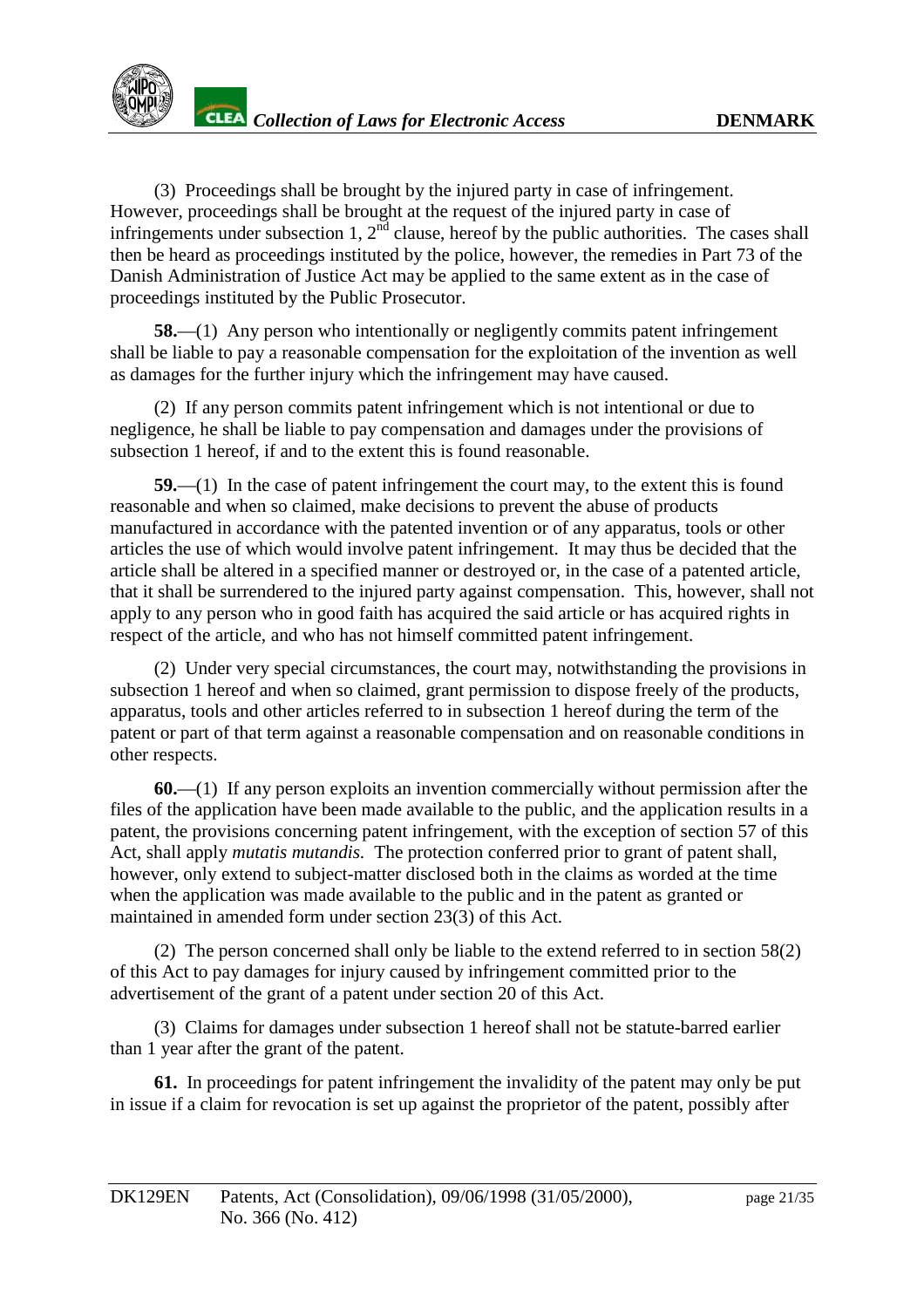(3) Proceedings shall be brought by the injured party in case of infringement. However, proceedings shall be brought at the request of the injured party in case of infringements under subsection 1, 2nd clause, hereof by the public authorities. The cases shall then be heard as proceedings instituted by the police, however, the remedies in Part 73 of the Danish Administration of Justice Act may be applied to the same extent as in the case of proceedings instituted by the Public Prosecutor.

**58.**—(1) Any person who intentionally or negligently commits patent infringement shall be liable to pay a reasonable compensation for the exploitation of the invention as well as damages for the further injury which the infringement may have caused.

(2) If any person commits patent infringement which is not intentional or due to negligence, he shall be liable to pay compensation and damages under the provisions of subsection 1 hereof, if and to the extent this is found reasonable.

**59.**—(1) In the case of patent infringement the court may, to the extent this is found reasonable and when so claimed, make decisions to prevent the abuse of products manufactured in accordance with the patented invention or of any apparatus, tools or other articles the use of which would involve patent infringement. It may thus be decided that the article shall be altered in a specified manner or destroyed or, in the case of a patented article, that it shall be surrendered to the injured party against compensation. This, however, shall not apply to any person who in good faith has acquired the said article or has acquired rights in respect of the article, and who has not himself committed patent infringement.

(2) Under very special circumstances, the court may, notwithstanding the provisions in subsection 1 hereof and when so claimed, grant permission to dispose freely of the products, apparatus, tools and other articles referred to in subsection 1 hereof during the term of the patent or part of that term against a reasonable compensation and on reasonable conditions in other respects.

**60.**—(1) If any person exploits an invention commercially without permission after the files of the application have been made available to the public, and the application results in a patent, the provisions concerning patent infringement, with the exception of section 57 of this Act, shall apply *mutatis mutandis*. The protection conferred prior to grant of patent shall, however, only extend to subject-matter disclosed both in the claims as worded at the time when the application was made available to the public and in the patent as granted or maintained in amended form under section 23(3) of this Act.

(2) The person concerned shall only be liable to the extend referred to in section 58(2) of this Act to pay damages for injury caused by infringement committed prior to the advertisement of the grant of a patent under section 20 of this Act.

(3) Claims for damages under subsection 1 hereof shall not be statute-barred earlier than 1 year after the grant of the patent.

**61.** In proceedings for patent infringement the invalidity of the patent may only be put in issue if a claim for revocation is set up against the proprietor of the patent, possibly after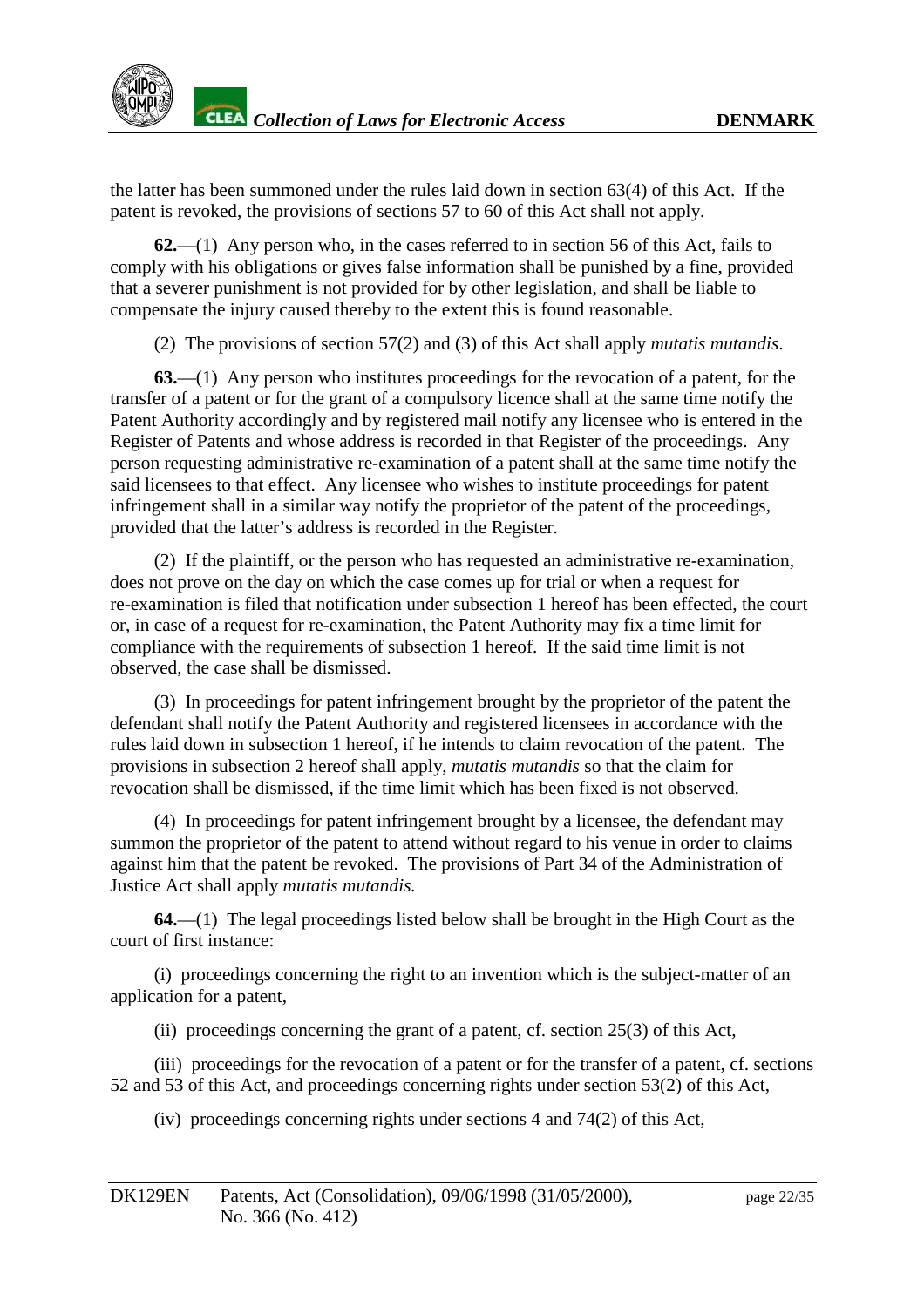the latter has been summoned under the rules laid down in section 63(4) of this Act. If the patent is revoked, the provisions of sections 57 to 60 of this Act shall not apply.

**62.**—(1) Any person who, in the cases referred to in section 56 of this Act, fails to comply with his obligations or gives false information shall be punished by a fine, provided that a severer punishment is not provided for by other legislation, and shall be liable to compensate the injury caused thereby to the extent this is found reasonable.

(2) The provisions of section 57(2) and (3) of this Act shall apply *mutatis mutandis*.

**63.**—(1) Any person who institutes proceedings for the revocation of a patent, for the transfer of a patent or for the grant of a compulsory licence shall at the same time notify the Patent Authority accordingly and by registered mail notify any licensee who is entered in the Register of Patents and whose address is recorded in that Register of the proceedings. Any person requesting administrative re-examination of a patent shall at the same time notify the said licensees to that effect. Any licensee who wishes to institute proceedings for patent infringement shall in a similar way notify the proprietor of the patent of the proceedings, provided that the latter's address is recorded in the Register.

(2) If the plaintiff, or the person who has requested an administrative re-examination, does not prove on the day on which the case comes up for trial or when a request for re-examination is filed that notification under subsection 1 hereof has been effected, the court or, in case of a request for re-examination, the Patent Authority may fix a time limit for compliance with the requirements of subsection 1 hereof. If the said time limit is not observed, the case shall be dismissed.

(3) In proceedings for patent infringement brought by the proprietor of the patent the defendant shall notify the Patent Authority and registered licensees in accordance with the rules laid down in subsection 1 hereof, if he intends to claim revocation of the patent. The provisions in subsection 2 hereof shall apply, *mutatis mutandis* so that the claim for revocation shall be dismissed, if the time limit which has been fixed is not observed.

(4) In proceedings for patent infringement brought by a licensee, the defendant may summon the proprietor of the patent to attend without regard to his venue in order to claims against him that the patent be revoked. The provisions of Part 34 of the Administration of Justice Act shall apply *mutatis mutandis.*

**64.**—(1) The legal proceedings listed below shall be brought in the High Court as the court of first instance:

(i) proceedings concerning the right to an invention which is the subject-matter of an application for a patent,

(ii) proceedings concerning the grant of a patent, cf. section 25(3) of this Act,

(iii) proceedings for the revocation of a patent or for the transfer of a patent, cf. sections 52 and 53 of this Act, and proceedings concerning rights under section 53(2) of this Act,

(iv) proceedings concerning rights under sections 4 and 74(2) of this Act,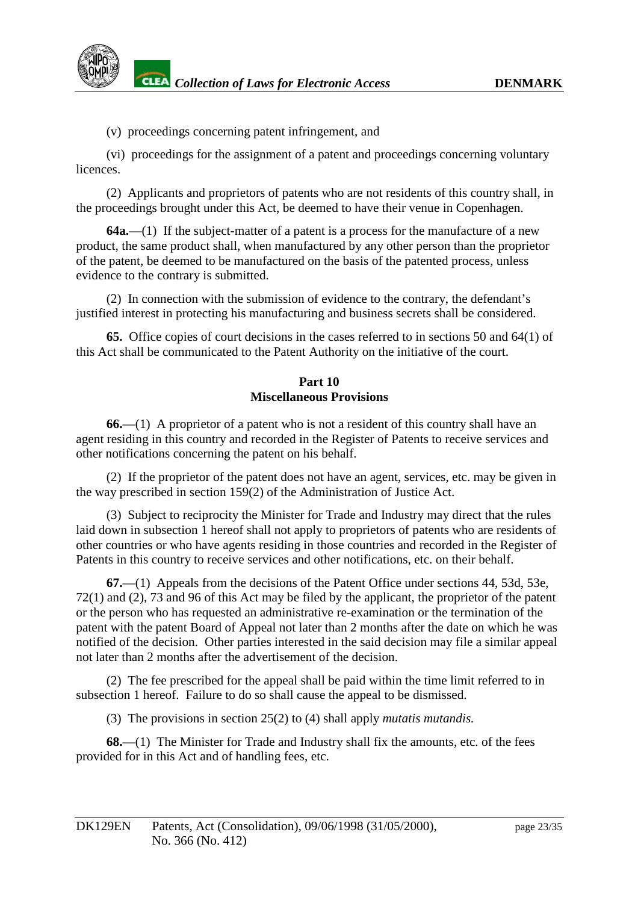(v) proceedings concerning patent infringement, and

(vi) proceedings for the assignment of a patent and proceedings concerning voluntary licences.

(2) Applicants and proprietors of patents who are not residents of this country shall, in the proceedings brought under this Act, be deemed to have their venue in Copenhagen.

**64a.**—(1) If the subject-matter of a patent is a process for the manufacture of a new product, the same product shall, when manufactured by any other person than the proprietor of the patent, be deemed to be manufactured on the basis of the patented process, unless evidence to the contrary is submitted.

(2) In connection with the submission of evidence to the contrary, the defendant's justified interest in protecting his manufacturing and business secrets shall be considered.

**65.** Office copies of court decisions in the cases referred to in sections 50 and 64(1) of this Act shall be communicated to the Patent Authority on the initiative of the court.

## Part 10
## Miscellaneous Provisions

**66.**—(1) A proprietor of a patent who is not a resident of this country shall have an agent residing in this country and recorded in the Register of Patents to receive services and other notifications concerning the patent on his behalf.

(2) If the proprietor of the patent does not have an agent, services, etc. may be given in the way prescribed in section 159(2) of the Administration of Justice Act.

(3) Subject to reciprocity the Minister for Trade and Industry may direct that the rules laid down in subsection 1 hereof shall not apply to proprietors of patents who are residents of other countries or who have agents residing in those countries and recorded in the Register of Patents in this country to receive services and other notifications, etc. on their behalf.

**67.**—(1) Appeals from the decisions of the Patent Office under sections 44, 53d, 53e, 72(1) and (2), 73 and 96 of this Act may be filed by the applicant, the proprietor of the patent or the person who has requested an administrative re-examination or the termination of the patent with the patent Board of Appeal not later than 2 months after the date on which he was notified of the decision. Other parties interested in the said decision may file a similar appeal not later than 2 months after the advertisement of the decision.

(2) The fee prescribed for the appeal shall be paid within the time limit referred to in subsection 1 hereof. Failure to do so shall cause the appeal to be dismissed.

(3) The provisions in section 25(2) to (4) shall apply *mutatis mutandis.*

**68.**—(1) The Minister for Trade and Industry shall fix the amounts, etc. of the fees provided for in this Act and of handling fees, etc.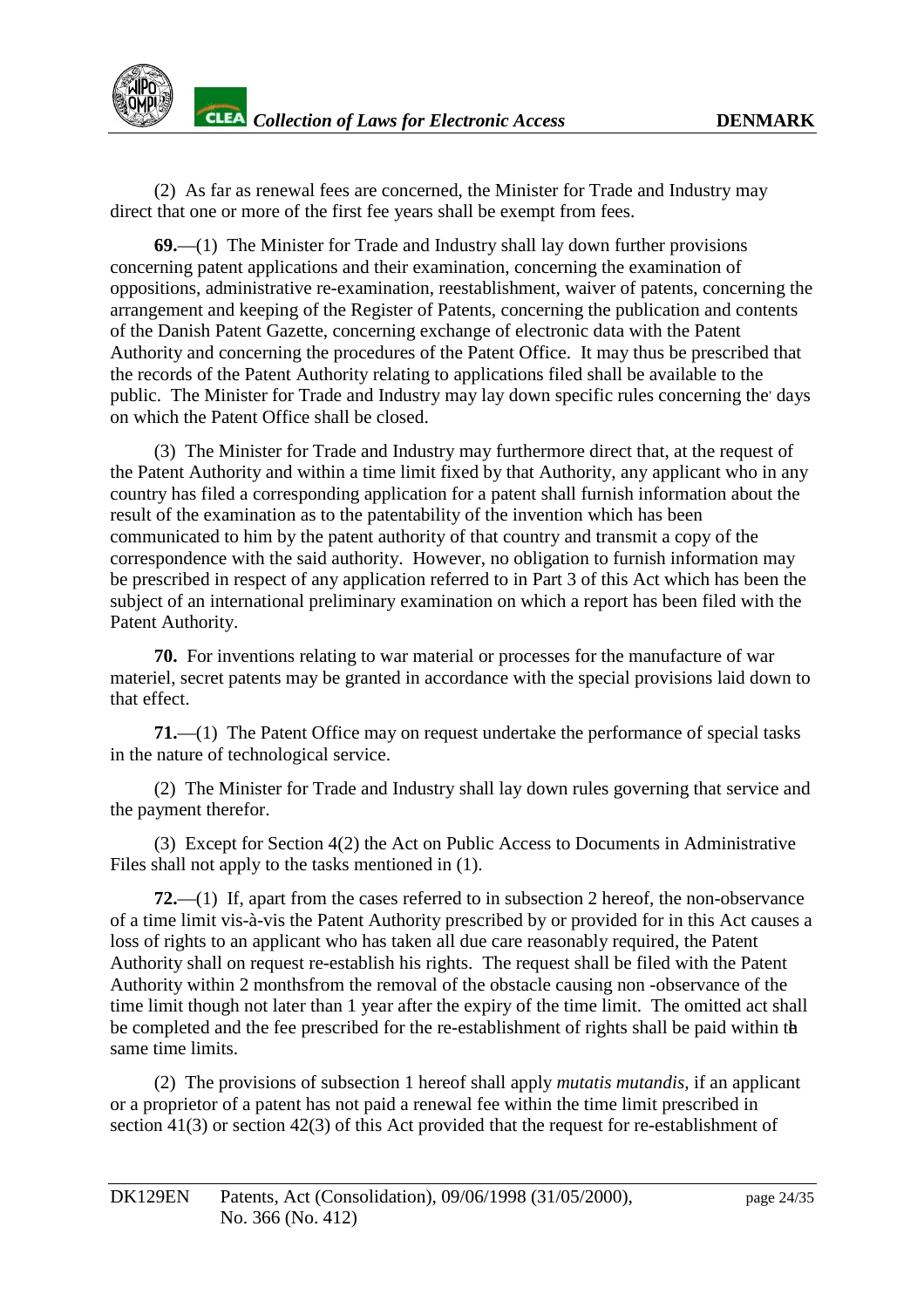(2) As far as renewal fees are concerned, the Minister for Trade and Industry may direct that one or more of the first fee years shall be exempt from fees.

**69.**—(1) The Minister for Trade and Industry shall lay down further provisions concerning patent applications and their examination, concerning the examination of oppositions, administrative re-examination, reestablishment, waiver of patents, concerning the arrangement and keeping of the Register of Patents, concerning the publication and contents of the Danish Patent Gazette, concerning exchange of electronic data with the Patent Authority and concerning the procedures of the Patent Office. It may thus be prescribed that the records of the Patent Authority relating to applications filed shall be available to the public. The Minister for Trade and Industry may lay down specific rules concerning the days on which the Patent Office shall be closed.

(3) The Minister for Trade and Industry may furthermore direct that, at the request of the Patent Authority and within a time limit fixed by that Authority, any applicant who in any country has filed a corresponding application for a patent shall furnish information about the result of the examination as to the patentability of the invention which has been communicated to him by the patent authority of that country and transmit a copy of the correspondence with the said authority. However, no obligation to furnish information may be prescribed in respect of any application referred to in Part 3 of this Act which has been the subject of an international preliminary examination on which a report has been filed with the Patent Authority.

**70.** For inventions relating to war material or processes for the manufacture of war materiel, secret patents may be granted in accordance with the special provisions laid down to that effect.

**71.**—(1) The Patent Office may on request undertake the performance of special tasks in the nature of technological service.

(2) The Minister for Trade and Industry shall lay down rules governing that service and the payment therefor.

(3) Except for Section 4(2) the Act on Public Access to Documents in Administrative Files shall not apply to the tasks mentioned in (1).

**72.**—(1) If, apart from the cases referred to in subsection 2 hereof, the non-observance of a time limit vis-à-vis the Patent Authority prescribed by or provided for in this Act causes a loss of rights to an applicant who has taken all due care reasonably required, the Patent Authority shall on request re-establish his rights. The request shall be filed with the Patent Authority within 2 monthsfrom the removal of the obstacle causing non -observance of the time limit though not later than 1 year after the expiry of the time limit. The omitted act shall be completed and the fee prescribed for the re-establishment of rights shall be paid within the same time limits.

(2) The provisions of subsection 1 hereof shall apply *mutatis mutandis,* if an applicant or a proprietor of a patent has not paid a renewal fee within the time limit prescribed in section 41(3) or section 42(3) of this Act provided that the request for re-establishment of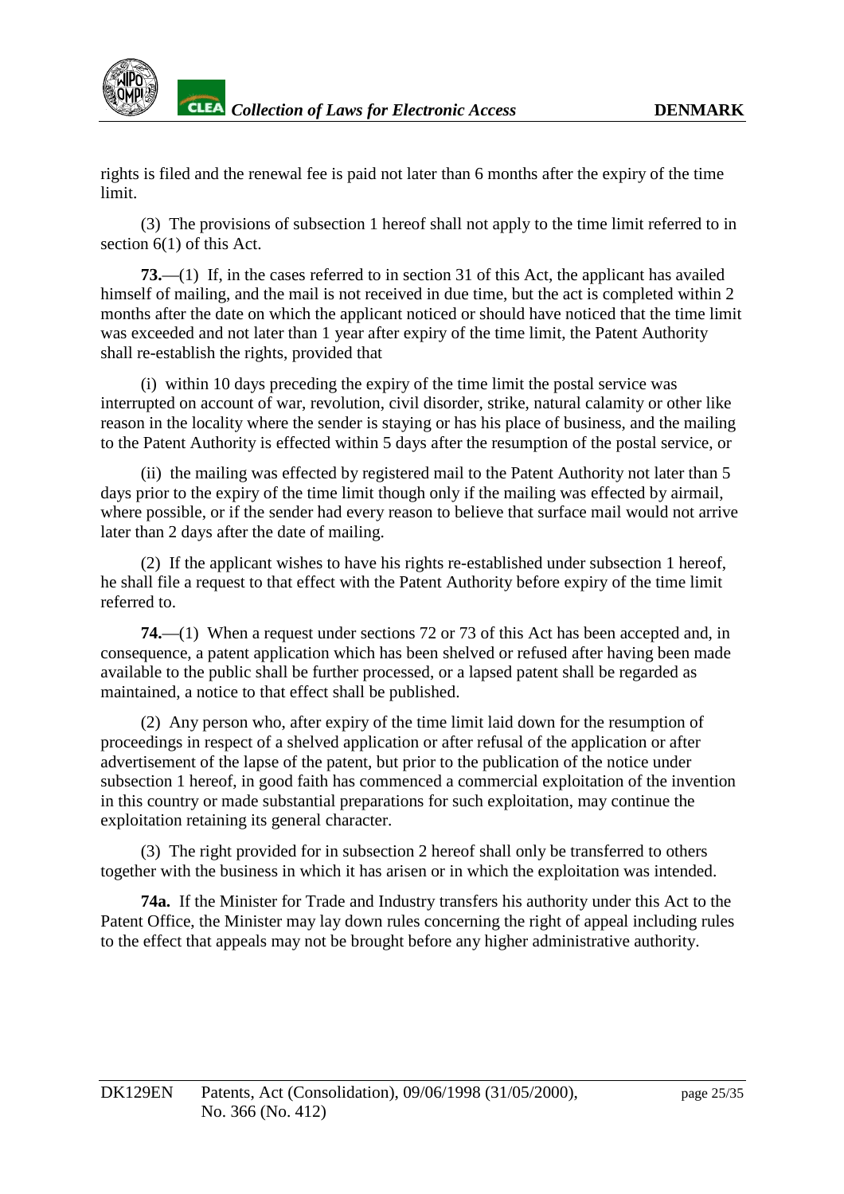rights is filed and the renewal fee is paid not later than 6 months after the expiry of the time limit.

(3) The provisions of subsection 1 hereof shall not apply to the time limit referred to in section 6(1) of this Act.

**73.**—(1) If, in the cases referred to in section 31 of this Act, the applicant has availed himself of mailing, and the mail is not received in due time, but the act is completed within 2 months after the date on which the applicant noticed or should have noticed that the time limit was exceeded and not later than 1 year after expiry of the time limit, the Patent Authority shall re-establish the rights, provided that

(i) within 10 days preceding the expiry of the time limit the postal service was interrupted on account of war, revolution, civil disorder, strike, natural calamity or other like reason in the locality where the sender is staying or has his place of business, and the mailing to the Patent Authority is effected within 5 days after the resumption of the postal service, or

(ii) the mailing was effected by registered mail to the Patent Authority not later than 5 days prior to the expiry of the time limit though only if the mailing was effected by airmail, where possible, or if the sender had every reason to believe that surface mail would not arrive later than 2 days after the date of mailing.

(2) If the applicant wishes to have his rights re-established under subsection 1 hereof, he shall file a request to that effect with the Patent Authority before expiry of the time limit referred to.

**74.**—(1) When a request under sections 72 or 73 of this Act has been accepted and, in consequence, a patent application which has been shelved or refused after having been made available to the public shall be further processed, or a lapsed patent shall be regarded as maintained, a notice to that effect shall be published.

(2) Any person who, after expiry of the time limit laid down for the resumption of proceedings in respect of a shelved application or after refusal of the application or after advertisement of the lapse of the patent, but prior to the publication of the notice under subsection 1 hereof, in good faith has commenced a commercial exploitation of the invention in this country or made substantial preparations for such exploitation, may continue the exploitation retaining its general character.

(3) The right provided for in subsection 2 hereof shall only be transferred to others together with the business in which it has arisen or in which the exploitation was intended.

**74a.** If the Minister for Trade and Industry transfers his authority under this Act to the Patent Office, the Minister may lay down rules concerning the right of appeal including rules to the effect that appeals may not be brought before any higher administrative authority.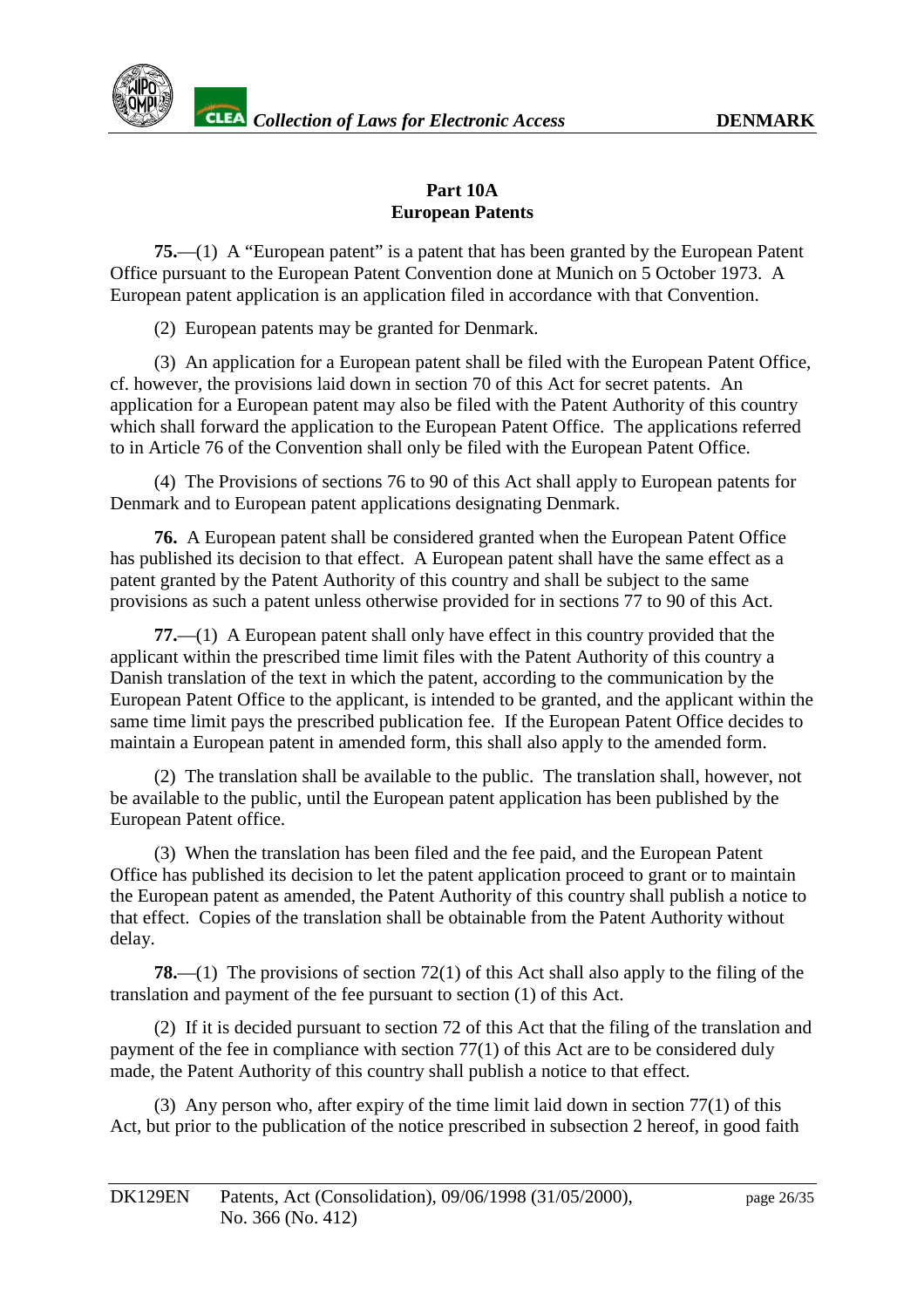## Part 10A
## European Patents

**75.**—(1) A "European patent" is a patent that has been granted by the European Patent Office pursuant to the European Patent Convention done at Munich on 5 October 1973. A European patent application is an application filed in accordance with that Convention.

(2) European patents may be granted for Denmark.

(3) An application for a European patent shall be filed with the European Patent Office, cf. however, the provisions laid down in section 70 of this Act for secret patents. An application for a European patent may also be filed with the Patent Authority of this country which shall forward the application to the European Patent Office. The applications referred to in Article 76 of the Convention shall only be filed with the European Patent Office.

(4) The Provisions of sections 76 to 90 of this Act shall apply to European patents for Denmark and to European patent applications designating Denmark.

**76.** A European patent shall be considered granted when the European Patent Office has published its decision to that effect. A European patent shall have the same effect as a patent granted by the Patent Authority of this country and shall be subject to the same provisions as such a patent unless otherwise provided for in sections 77 to 90 of this Act.

**77.**—(1) A European patent shall only have effect in this country provided that the applicant within the prescribed time limit files with the Patent Authority of this country a Danish translation of the text in which the patent, according to the communication by the European Patent Office to the applicant, is intended to be granted, and the applicant within the same time limit pays the prescribed publication fee. If the European Patent Office decides to maintain a European patent in amended form, this shall also apply to the amended form.

(2) The translation shall be available to the public. The translation shall, however, not be available to the public, until the European patent application has been published by the European Patent office.

(3) When the translation has been filed and the fee paid, and the European Patent Office has published its decision to let the patent application proceed to grant or to maintain the European patent as amended, the Patent Authority of this country shall publish a notice to that effect. Copies of the translation shall be obtainable from the Patent Authority without delay.

**78.**—(1) The provisions of section 72(1) of this Act shall also apply to the filing of the translation and payment of the fee pursuant to section (1) of this Act.

(2) If it is decided pursuant to section 72 of this Act that the filing of the translation and payment of the fee in compliance with section 77(1) of this Act are to be considered duly made, the Patent Authority of this country shall publish a notice to that effect.

(3) Any person who, after expiry of the time limit laid down in section 77(1) of this Act, but prior to the publication of the notice prescribed in subsection 2 hereof, in good faith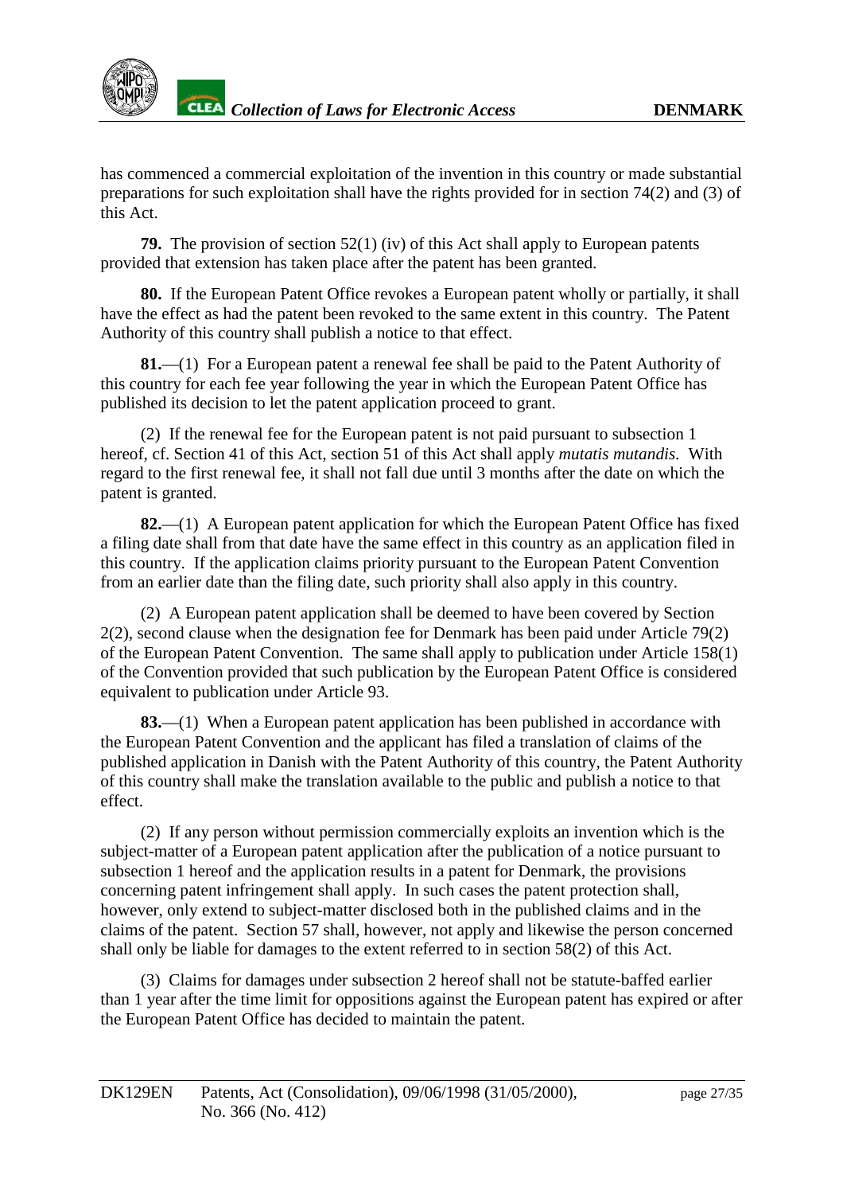has commenced a commercial exploitation of the invention in this country or made substantial preparations for such exploitation shall have the rights provided for in section 74(2) and (3) of this Act.

**79.** The provision of section 52(1) (iv) of this Act shall apply to European patents provided that extension has taken place after the patent has been granted.

**80.** If the European Patent Office revokes a European patent wholly or partially, it shall have the effect as had the patent been revoked to the same extent in this country. The Patent Authority of this country shall publish a notice to that effect.

**81.**—(1) For a European patent a renewal fee shall be paid to the Patent Authority of this country for each fee year following the year in which the European Patent Office has published its decision to let the patent application proceed to grant.

(2) If the renewal fee for the European patent is not paid pursuant to subsection 1 hereof, cf. Section 41 of this Act, section 51 of this Act shall apply *mutatis mutandis*. With regard to the first renewal fee, it shall not fall due until 3 months after the date on which the patent is granted.

**82.**—(1) A European patent application for which the European Patent Office has fixed a filing date shall from that date have the same effect in this country as an application filed in this country. If the application claims priority pursuant to the European Patent Convention from an earlier date than the filing date, such priority shall also apply in this country.

(2) A European patent application shall be deemed to have been covered by Section 2(2), second clause when the designation fee for Denmark has been paid under Article 79(2) of the European Patent Convention. The same shall apply to publication under Article 158(1) of the Convention provided that such publication by the European Patent Office is considered equivalent to publication under Article 93.

**83.**—(1) When a European patent application has been published in accordance with the European Patent Convention and the applicant has filed a translation of claims of the published application in Danish with the Patent Authority of this country, the Patent Authority of this country shall make the translation available to the public and publish a notice to that effect.

(2) If any person without permission commercially exploits an invention which is the subject-matter of a European patent application after the publication of a notice pursuant to subsection 1 hereof and the application results in a patent for Denmark, the provisions concerning patent infringement shall apply. In such cases the patent protection shall, however, only extend to subject-matter disclosed both in the published claims and in the claims of the patent. Section 57 shall, however, not apply and likewise the person concerned shall only be liable for damages to the extent referred to in section 58(2) of this Act.

(3) Claims for damages under subsection 2 hereof shall not be statute-baffed earlier than 1 year after the time limit for oppositions against the European patent has expired or after the European Patent Office has decided to maintain the patent.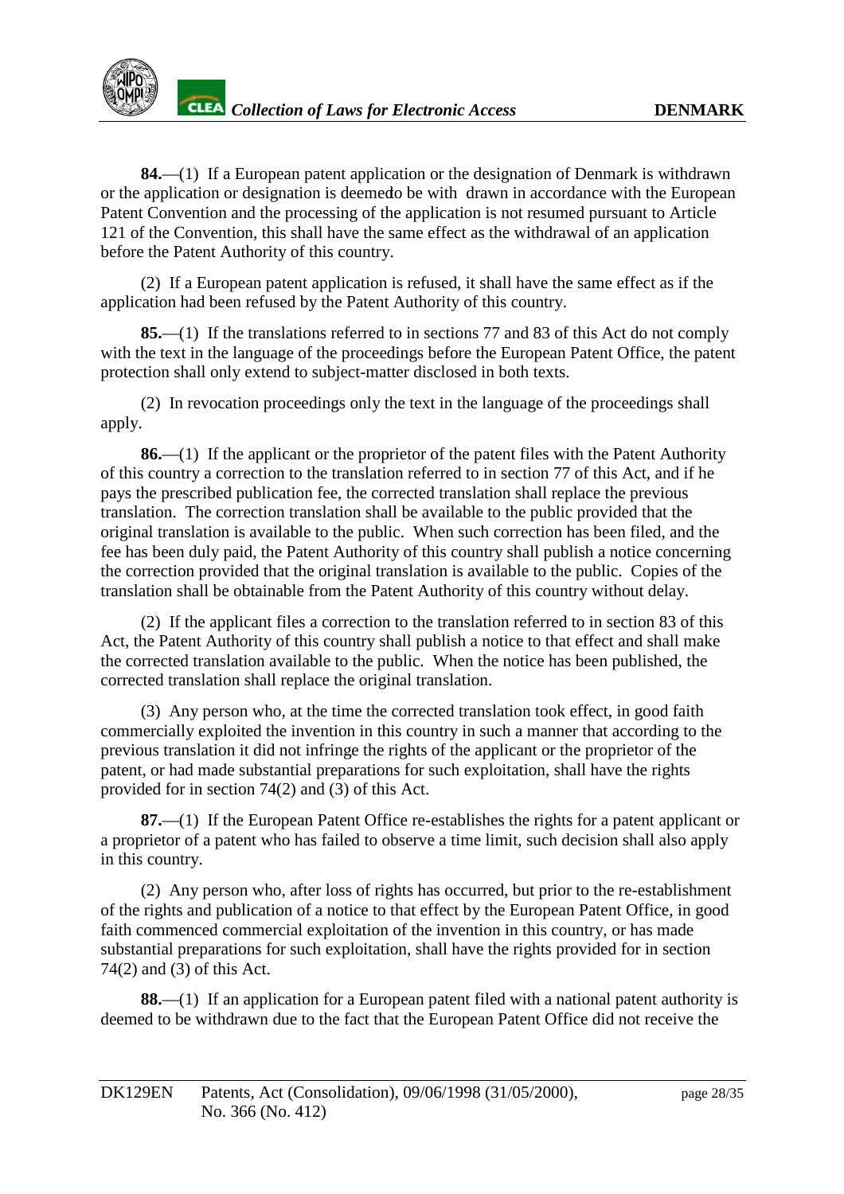**84.**—(1) If a European patent application or the designation of Denmark is withdrawn or the application or designation is deemed to be withdrawn in accordance with the European Patent Convention and the processing of the application is not resumed pursuant to Article 121 of the Convention, this shall have the same effect as the withdrawal of an application before the Patent Authority of this country.

(2) If a European patent application is refused, it shall have the same effect as if the application had been refused by the Patent Authority of this country.

**85.**—(1) If the translations referred to in sections 77 and 83 of this Act do not comply with the text in the language of the proceedings before the European Patent Office, the patent protection shall only extend to subject-matter disclosed in both texts.

(2) In revocation proceedings only the text in the language of the proceedings shall apply.

**86.**—(1) If the applicant or the proprietor of the patent files with the Patent Authority of this country a correction to the translation referred to in section 77 of this Act, and if he pays the prescribed publication fee, the corrected translation shall replace the previous translation. The correction translation shall be available to the public provided that the original translation is available to the public. When such correction has been filed, and the fee has been duly paid, the Patent Authority of this country shall publish a notice concerning the correction provided that the original translation is available to the public. Copies of the translation shall be obtainable from the Patent Authority of this country without delay.

(2) If the applicant files a correction to the translation referred to in section 83 of this Act, the Patent Authority of this country shall publish a notice to that effect and shall make the corrected translation available to the public. When the notice has been published, the corrected translation shall replace the original translation.

(3) Any person who, at the time the corrected translation took effect, in good faith commercially exploited the invention in this country in such a manner that according to the previous translation it did not infringe the rights of the applicant or the proprietor of the patent, or had made substantial preparations for such exploitation, shall have the rights provided for in section 74(2) and (3) of this Act.

**87.**—(1) If the European Patent Office re-establishes the rights for a patent applicant or a proprietor of a patent who has failed to observe a time limit, such decision shall also apply in this country.

(2) Any person who, after loss of rights has occurred, but prior to the re-establishment of the rights and publication of a notice to that effect by the European Patent Office, in good faith commenced commercial exploitation of the invention in this country, or has made substantial preparations for such exploitation, shall have the rights provided for in section 74(2) and (3) of this Act.

**88.**—(1) If an application for a European patent filed with a national patent authority is deemed to be withdrawn due to the fact that the European Patent Office did not receive the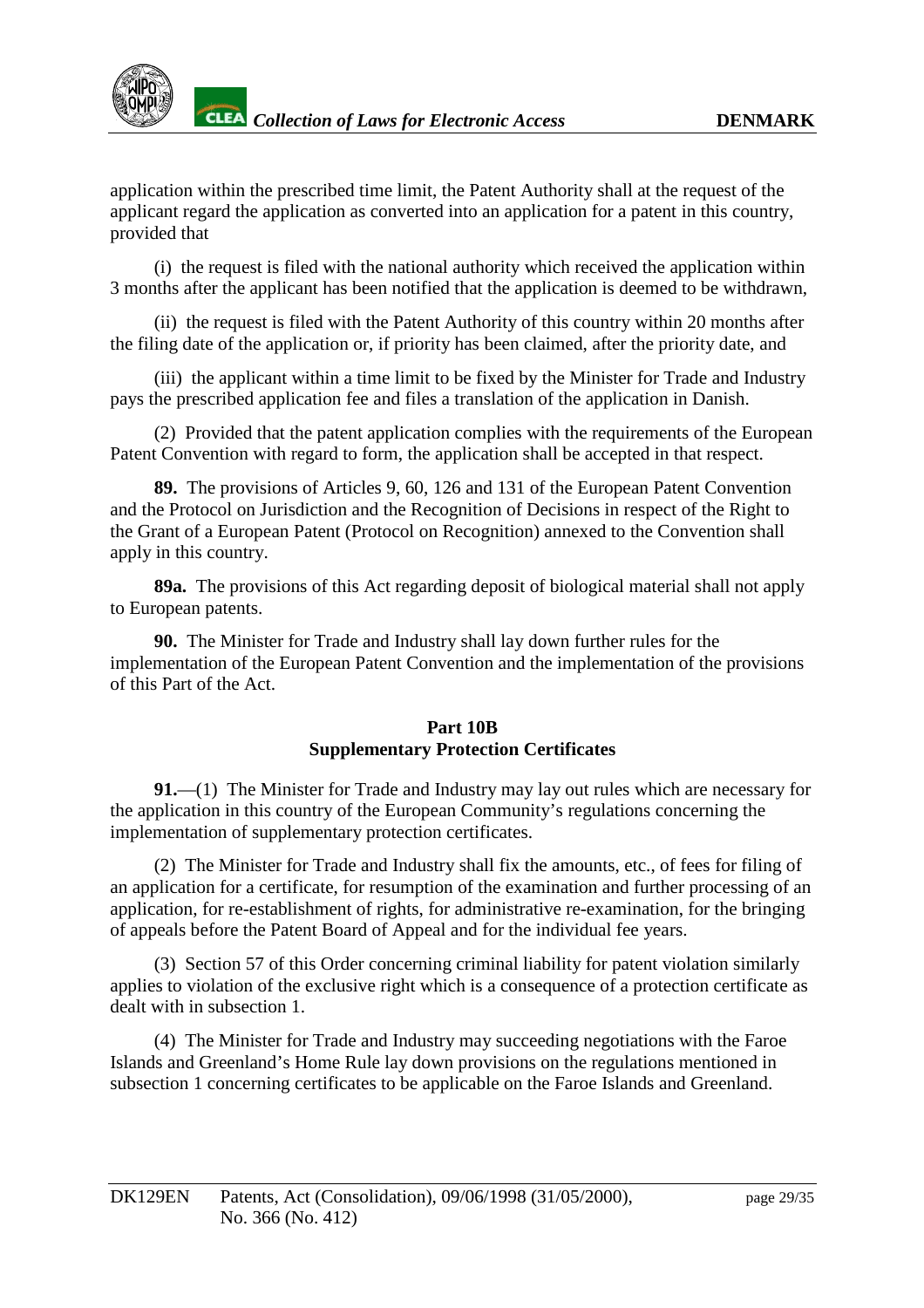application within the prescribed time limit, the Patent Authority shall at the request of the applicant regard the application as converted into an application for a patent in this country, provided that

(i) the request is filed with the national authority which received the application within 3 months after the applicant has been notified that the application is deemed to be withdrawn,

(ii) the request is filed with the Patent Authority of this country within 20 months after the filing date of the application or, if priority has been claimed, after the priority date, and

(iii) the applicant within a time limit to be fixed by the Minister for Trade and Industry pays the prescribed application fee and files a translation of the application in Danish.

(2) Provided that the patent application complies with the requirements of the European Patent Convention with regard to form, the application shall be accepted in that respect.

**89.** The provisions of Articles 9, 60, 126 and 131 of the European Patent Convention and the Protocol on Jurisdiction and the Recognition of Decisions in respect of the Right to the Grant of a European Patent (Protocol on Recognition) annexed to the Convention shall apply in this country.

**89a.** The provisions of this Act regarding deposit of biological material shall not apply to European patents.

**90.** The Minister for Trade and Industry shall lay down further rules for the implementation of the European Patent Convention and the implementation of the provisions of this Part of the Act.

## Part 10B
## Supplementary Protection Certificates

**91.**—(1) The Minister for Trade and Industry may lay out rules which are necessary for the application in this country of the European Community's regulations concerning the implementation of supplementary protection certificates.

(2) The Minister for Trade and Industry shall fix the amounts, etc., of fees for filing of an application for a certificate, for resumption of the examination and further processing of an application, for re-establishment of rights, for administrative re-examination, for the bringing of appeals before the Patent Board of Appeal and for the individual fee years.

(3) Section 57 of this Order concerning criminal liability for patent violation similarly applies to violation of the exclusive right which is a consequence of a protection certificate as dealt with in subsection 1.

(4) The Minister for Trade and Industry may succeeding negotiations with the Faroe Islands and Greenland's Home Rule lay down provisions on the regulations mentioned in subsection 1 concerning certificates to be applicable on the Faroe Islands and Greenland.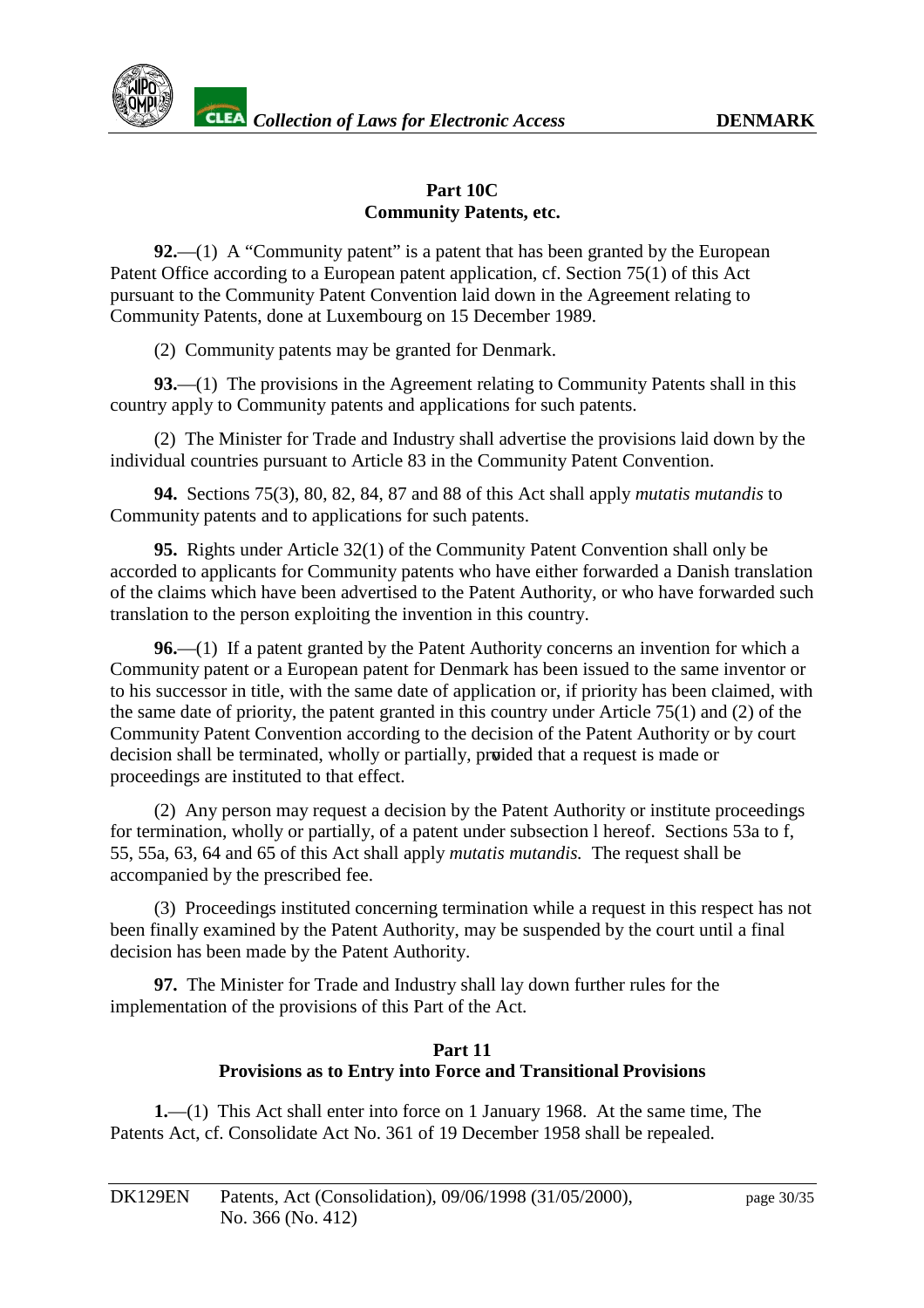## Part 10C
## Community Patents, etc.

**92.**—(1) A "Community patent" is a patent that has been granted by the European Patent Office according to a European patent application, cf. Section 75(1) of this Act pursuant to the Community Patent Convention laid down in the Agreement relating to Community Patents, done at Luxembourg on 15 December 1989.

(2) Community patents may be granted for Denmark.

**93.**—(1) The provisions in the Agreement relating to Community Patents shall in this country apply to Community patents and applications for such patents.

(2) The Minister for Trade and Industry shall advertise the provisions laid down by the individual countries pursuant to Article 83 in the Community Patent Convention.

**94.** Sections 75(3), 80, 82, 84, 87 and 88 of this Act shall apply *mutatis mutandis* to Community patents and to applications for such patents.

**95.** Rights under Article 32(1) of the Community Patent Convention shall only be accorded to applicants for Community patents who have either forwarded a Danish translation of the claims which have been advertised to the Patent Authority, or who have forwarded such translation to the person exploiting the invention in this country.

**96.**—(1) If a patent granted by the Patent Authority concerns an invention for which a Community patent or a European patent for Denmark has been issued to the same inventor or to his successor in title, with the same date of application or, if priority has been claimed, with the same date of priority, the patent granted in this country under Article 75(1) and (2) of the Community Patent Convention according to the decision of the Patent Authority or by court decision shall be terminated, wholly or partially, provided that a request is made or proceedings are instituted to that effect.

(2) Any person may request a decision by the Patent Authority or institute proceedings for termination, wholly or partially, of a patent under subsection l hereof. Sections 53a to f, 55, 55a, 63, 64 and 65 of this Act shall apply *mutatis mutandis.* The request shall be accompanied by the prescribed fee.

(3) Proceedings instituted concerning termination while a request in this respect has not been finally examined by the Patent Authority, may be suspended by the court until a final decision has been made by the Patent Authority.

**97.** The Minister for Trade and Industry shall lay down further rules for the implementation of the provisions of this Part of the Act.

## Part 11
## Provisions as to Entry into Force and Transitional Provisions

**1.**—(1) This Act shall enter into force on 1 January 1968. At the same time, The Patents Act, cf. Consolidate Act No. 361 of 19 December 1958 shall be repealed.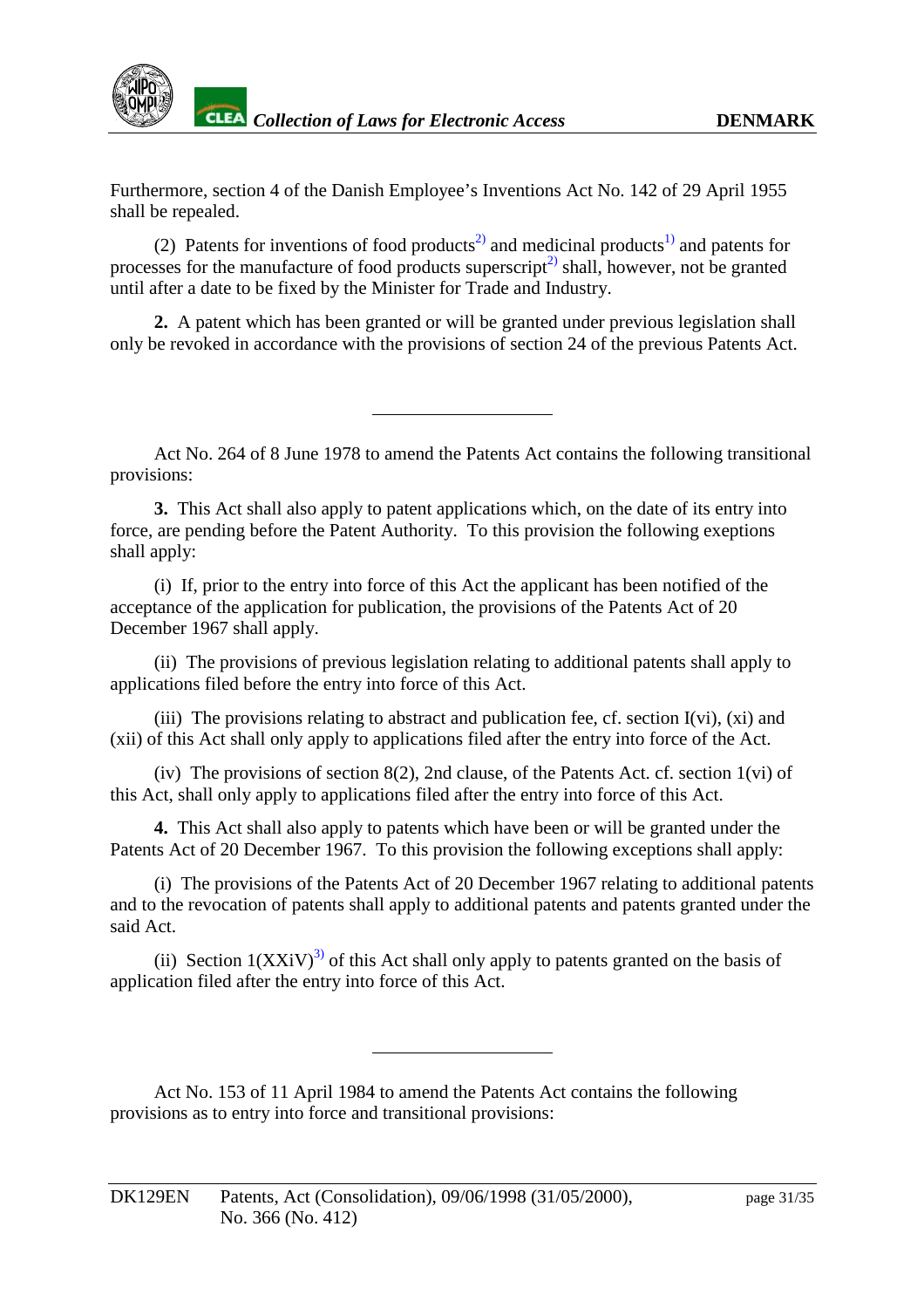Furthermore, section 4 of the Danish Employee's Inventions Act No. 142 of 29 April 1955 shall be repealed.

(2) Patents for inventions of food products[2] and medicinal products[1] and patents for processes for the manufacture of food products superscript[2] shall, however, not be granted until after a date to be fixed by the Minister for Trade and Industry.

**2.** A patent which has been granted or will be granted under previous legislation shall only be revoked in accordance with the provisions of section 24 of the previous Patents Act.

---

Act No. 264 of 8 June 1978 to amend the Patents Act contains the following transitional provisions:

**3.** This Act shall also apply to patent applications which, on the date of its entry into force, are pending before the Patent Authority. To this provision the following exeptions shall apply:

(i) If, prior to the entry into force of this Act the applicant has been notified of the acceptance of the application for publication, the provisions of the Patents Act of 20 December 1967 shall apply.

(ii) The provisions of previous legislation relating to additional patents shall apply to applications filed before the entry into force of this Act.

(iii) The provisions relating to abstract and publication fee, cf. section I(vi), (xi) and (xii) of this Act shall only apply to applications filed after the entry into force of the Act.

(iv) The provisions of section 8(2), 2nd clause, of the Patents Act. cf. section 1(vi) of this Act, shall only apply to applications filed after the entry into force of this Act.

**4.** This Act shall also apply to patents which have been or will be granted under the Patents Act of 20 December 1967. To this provision the following exceptions shall apply:

(i) The provisions of the Patents Act of 20 December 1967 relating to additional patents and to the revocation of patents shall apply to additional patents and patents granted under the said Act.

(ii) Section 1(XXiV)[3] of this Act shall only apply to patents granted on the basis of application filed after the entry into force of this Act.

---

Act No. 153 of 11 April 1984 to amend the Patents Act contains the following provisions as to entry into force and transitional provisions: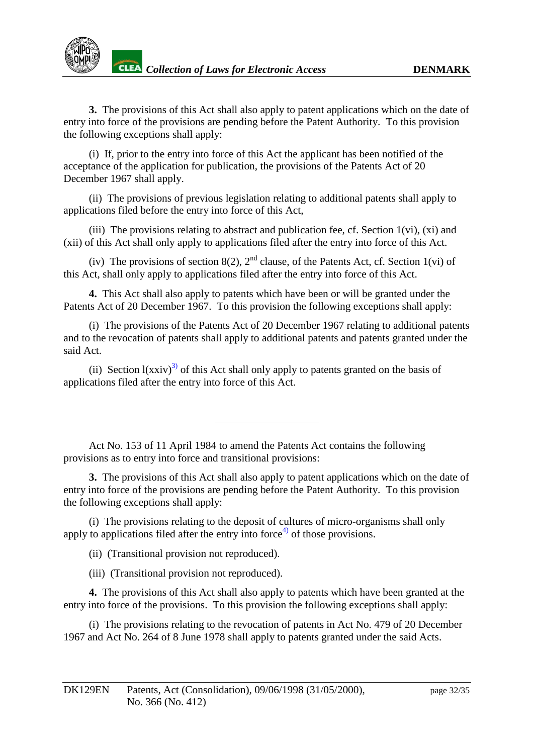**3.** The provisions of this Act shall also apply to patent applications which on the date of entry into force of the provisions are pending before the Patent Authority. To this provision the following exceptions shall apply:

(i) If, prior to the entry into force of this Act the applicant has been notified of the acceptance of the application for publication, the provisions of the Patents Act of 20 December 1967 shall apply.

(ii) The provisions of previous legislation relating to additional patents shall apply to applications filed before the entry into force of this Act,

(iii) The provisions relating to abstract and publication fee, cf. Section 1(vi), (xi) and (xii) of this Act shall only apply to applications filed after the entry into force of this Act.

(iv) The provisions of section 8(2), 2nd clause, of the Patents Act, cf. Section 1(vi) of this Act, shall only apply to applications filed after the entry into force of this Act.

**4.** This Act shall also apply to patents which have been or will be granted under the Patents Act of 20 December 1967. To this provision the following exceptions shall apply:

(i) The provisions of the Patents Act of 20 December 1967 relating to additional patents and to the revocation of patents shall apply to additional patents and patents granted under the said Act.

(ii) Section l(xxiv)[3] of this Act shall only apply to patents granted on the basis of applications filed after the entry into force of this Act.

---

Act No. 153 of 11 April 1984 to amend the Patents Act contains the following provisions as to entry into force and transitional provisions:

**3.** The provisions of this Act shall also apply to patent applications which on the date of entry into force of the provisions are pending before the Patent Authority. To this provision the following exceptions shall apply:

(i) The provisions relating to the deposit of cultures of micro-organisms shall only apply to applications filed after the entry into force[4] of those provisions.

(ii) (Transitional provision not reproduced).

(iii) (Transitional provision not reproduced).

**4.** The provisions of this Act shall also apply to patents which have been granted at the entry into force of the provisions. To this provision the following exceptions shall apply:

(i) The provisions relating to the revocation of patents in Act No. 479 of 20 December 1967 and Act No. 264 of 8 June 1978 shall apply to patents granted under the said Acts.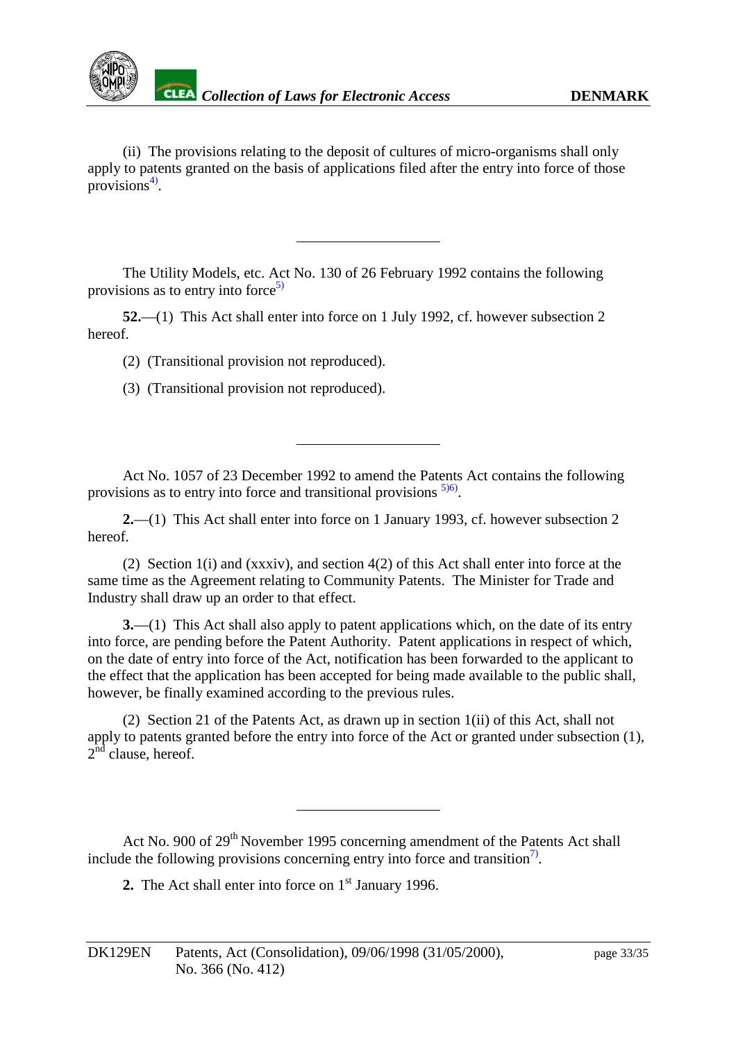(ii)  The provisions relating to the deposit of cultures of micro-organisms shall only apply to patents granted on the basis of applications filed after the entry into force of those provisions[4)].

---

The Utility Models, etc. Act No. 130 of 26 February 1992 contains the following provisions as to entry into force[5)]

**52.**—(1)  This Act shall enter into force on 1 July 1992, cf. however subsection 2 hereof.

(2)  (Transitional provision not reproduced).

(3)  (Transitional provision not reproduced).

---

Act No. 1057 of 23 December 1992 to amend the Patents Act contains the following provisions as to entry into force and transitional provisions [5)6)].

**2.**—(1)  This Act shall enter into force on 1 January 1993, cf. however subsection 2 hereof.

(2)  Section 1(i) and (xxxiv), and section 4(2) of this Act shall enter into force at the same time as the Agreement relating to Community Patents.  The Minister for Trade and Industry shall draw up an order to that effect.

**3.**—(1)  This Act shall also apply to patent applications which, on the date of its entry into force, are pending before the Patent Authority.  Patent applications in respect of which, on the date of entry into force of the Act, notification has been forwarded to the applicant to the effect that the application has been accepted for being made available to the public shall, however, be finally examined according to the previous rules.

(2)  Section 21 of the Patents Act, as drawn up in section 1(ii) of this Act, shall not apply to patents granted before the entry into force of the Act or granted under subsection (1), 2nd clause, hereof.

---

Act No. 900 of 29th November 1995 concerning amendment of the Patents Act shall include the following provisions concerning entry into force and transition[7)].

**2.**  The Act shall enter into force on 1st January 1996.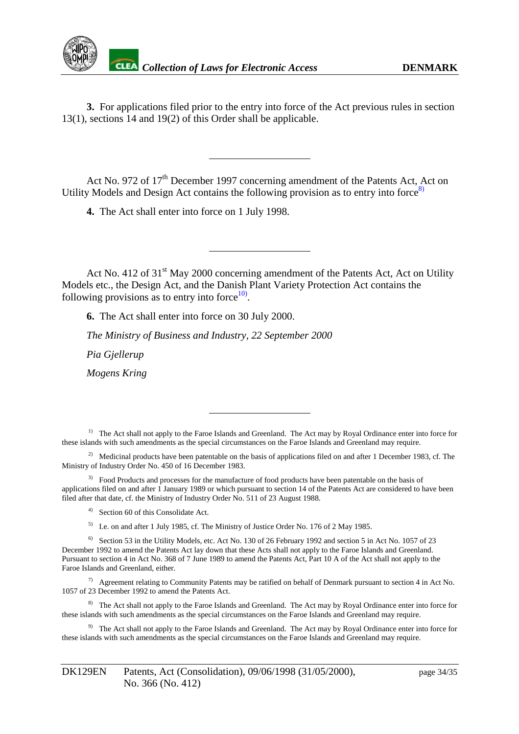**3.** For applications filed prior to the entry into force of the Act previous rules in section 13(1), sections 14 and 19(2) of this Order shall be applicable.

---

Act No. 972 of 17th December 1997 concerning amendment of the Patents Act, Act on Utility Models and Design Act contains the following provision as to entry into force[8)]

**4.** The Act shall enter into force on 1 July 1998.

---

Act No. 412 of 31st May 2000 concerning amendment of the Patents Act, Act on Utility Models etc., the Design Act, and the Danish Plant Variety Protection Act contains the following provisions as to entry into force[10)].

**6.** The Act shall enter into force on 30 July 2000.

*The Ministry of Business and Industry, 22 September 2000*

*Pia Gjellerup*

*Mogens Kring*

---

[1)] The Act shall not apply to the Faroe Islands and Greenland. The Act may by Royal Ordinance enter into force for these islands with such amendments as the special circumstances on the Faroe Islands and Greenland may require.

[2)] Medicinal products have been patentable on the basis of applications filed on and after 1 December 1983, cf. The Ministry of Industry Order No. 450 of 16 December 1983.

[3)] Food Products and processes for the manufacture of food products have been patentable on the basis of applications filed on and after 1 January 1989 or which pursuant to section 14 of the Patents Act are considered to have been filed after that date, cf. the Ministry of Industry Order No. 511 of 23 August 1988.

[4)] Section 60 of this Consolidate Act.

[5)] I.e. on and after 1 July 1985, cf. The Ministry of Justice Order No. 176 of 2 May 1985.

[6)] Section 53 in the Utility Models, etc. Act No. 130 of 26 February 1992 and section 5 in Act No. 1057 of 23 December 1992 to amend the Patents Act lay down that these Acts shall not apply to the Faroe Islands and Greenland. Pursuant to section 4 in Act No. 368 of 7 June 1989 to amend the Patents Act, Part 10 A of the Act shall not apply to the Faroe Islands and Greenland, either.

[7)] Agreement relating to Community Patents may be ratified on behalf of Denmark pursuant to section 4 in Act No. 1057 of 23 December 1992 to amend the Patents Act.

[8)] The Act shall not apply to the Faroe Islands and Greenland. The Act may by Royal Ordinance enter into force for these islands with such amendments as the special circumstances on the Faroe Islands and Greenland may require.

[9)] The Act shall not apply to the Faroe Islands and Greenland. The Act may by Royal Ordinance enter into force for these islands with such amendments as the special circumstances on the Faroe Islands and Greenland may require.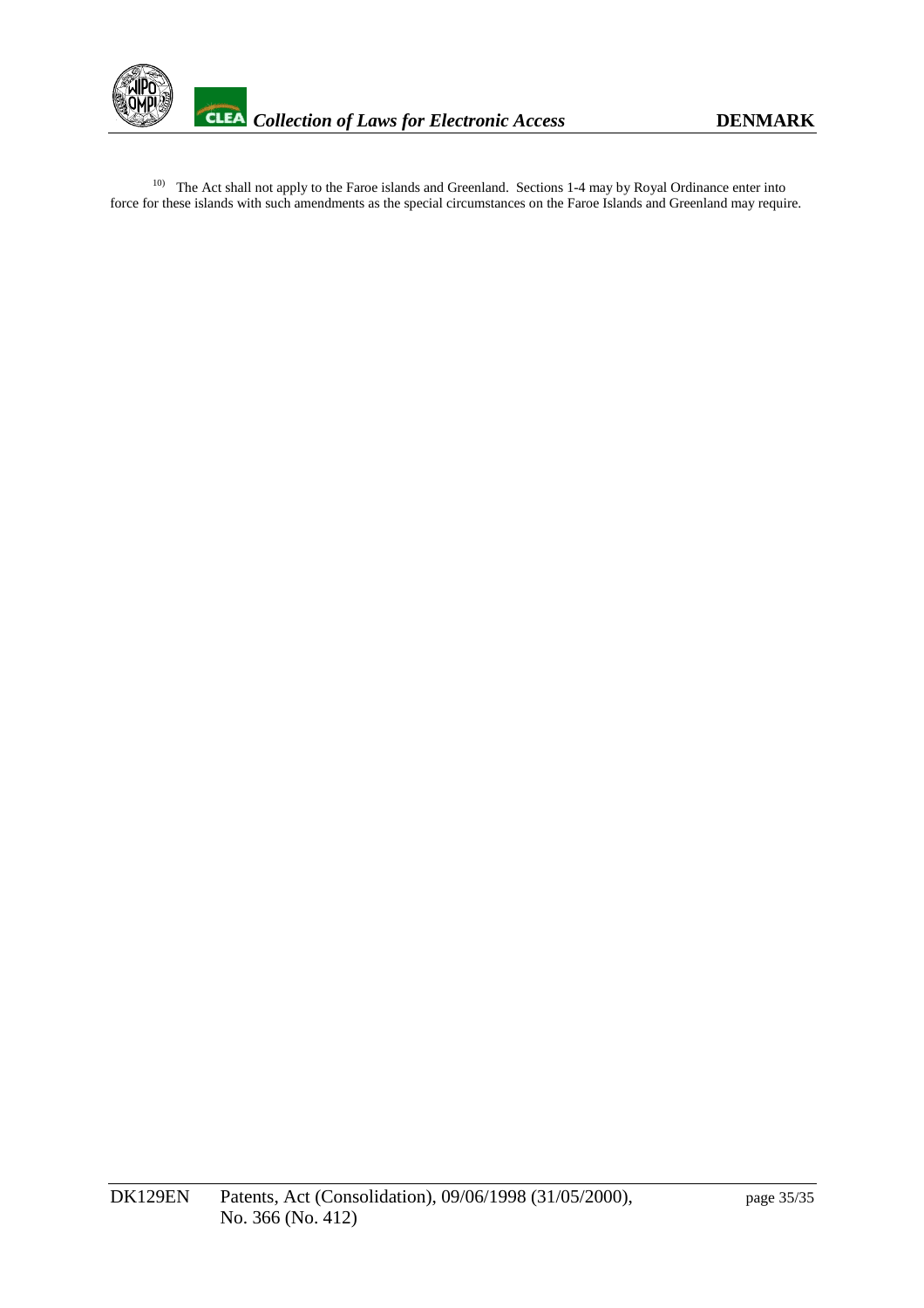[10] The Act shall not apply to the Faroe islands and Greenland. Sections 1-4 may by Royal Ordinance enter into force for these islands with such amendments as the special circumstances on the Faroe Islands and Greenland may require.